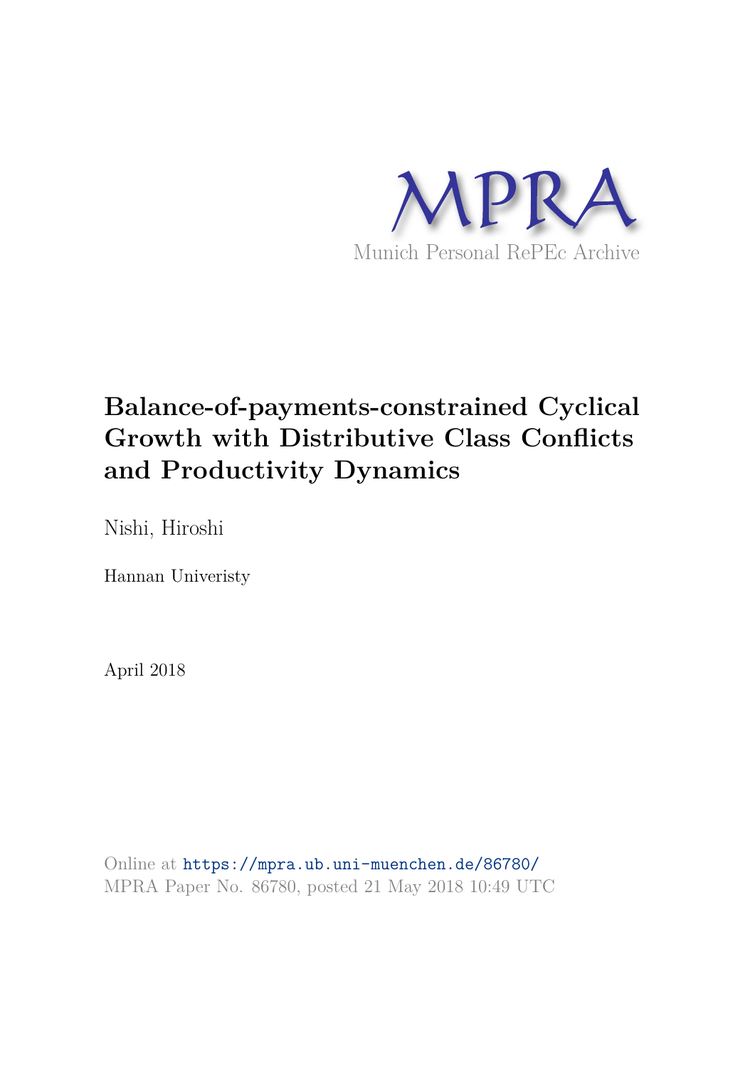MPRA

Munich Personal RePEc Archive

# Balance-of-payments-constrained Cyclical Growth with Distributive Class Conflicts and Productivity Dynamics

Nishi, Hiroshi

Hannan Univeristy

April 2018

Online at https://mpra.ub.uni-muenchen.de/86780/
MPRA Paper No. 86780, posted 21 May 2018 10:49 UTC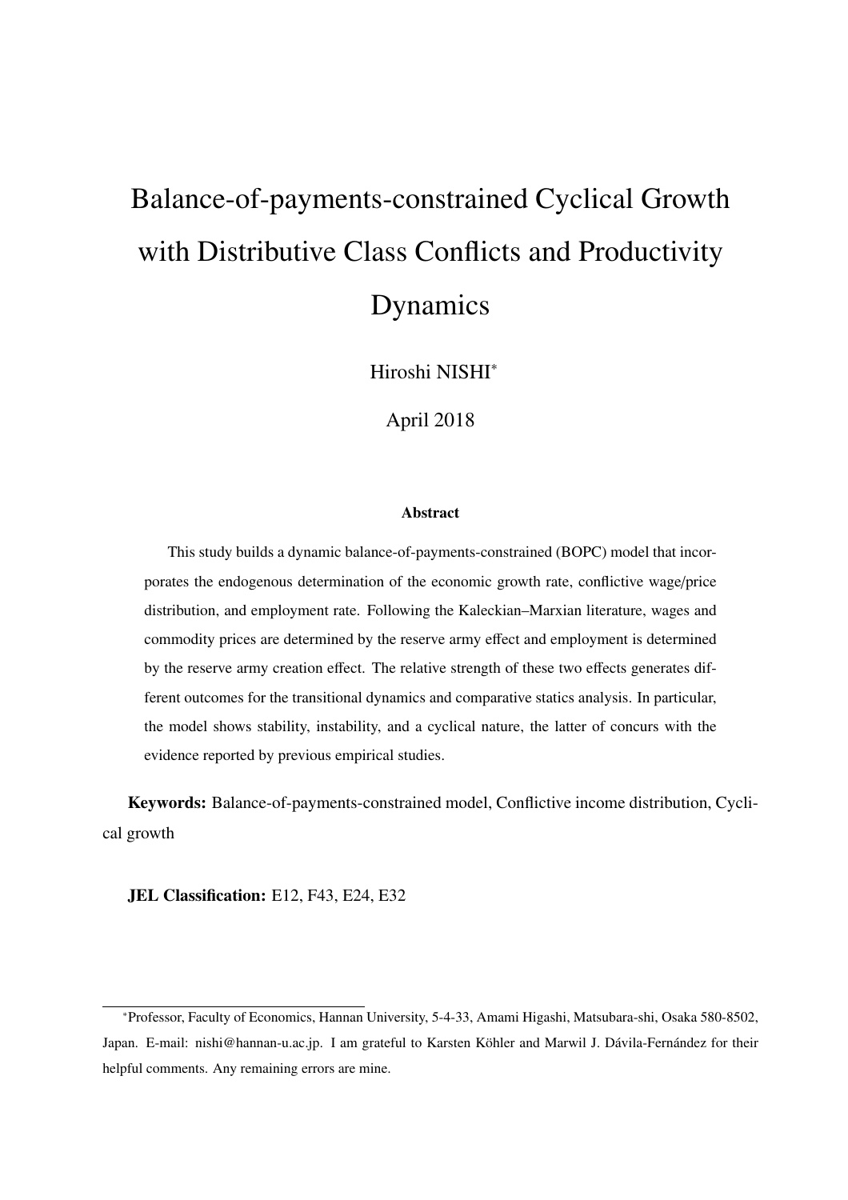# Balance-of-payments-constrained Cyclical Growth with Distributive Class Conflicts and Productivity Dynamics

Hiroshi NISHI*

April 2018

### Abstract

This study builds a dynamic balance-of-payments-constrained (BOPC) model that incorporates the endogenous determination of the economic growth rate, conflictive wage/price distribution, and employment rate. Following the Kaleckian–Marxian literature, wages and commodity prices are determined by the reserve army effect and employment is determined by the reserve army creation effect. The relative strength of these two effects generates different outcomes for the transitional dynamics and comparative statics analysis. In particular, the model shows stability, instability, and a cyclical nature, the latter of concurs with the evidence reported by previous empirical studies.

**Keywords:** Balance-of-payments-constrained model, Conflictive income distribution, Cyclical growth

**JEL Classification:** E12, F43, E24, E32

---

*Professor, Faculty of Economics, Hannan University, 5-4-33, Amami Higashi, Matsubara-shi, Osaka 580-8502, Japan. E-mail: nishi@hannan-u.ac.jp. I am grateful to Karsten Köhler and Marwil J. Dávila-Fernández for their helpful comments. Any remaining errors are mine.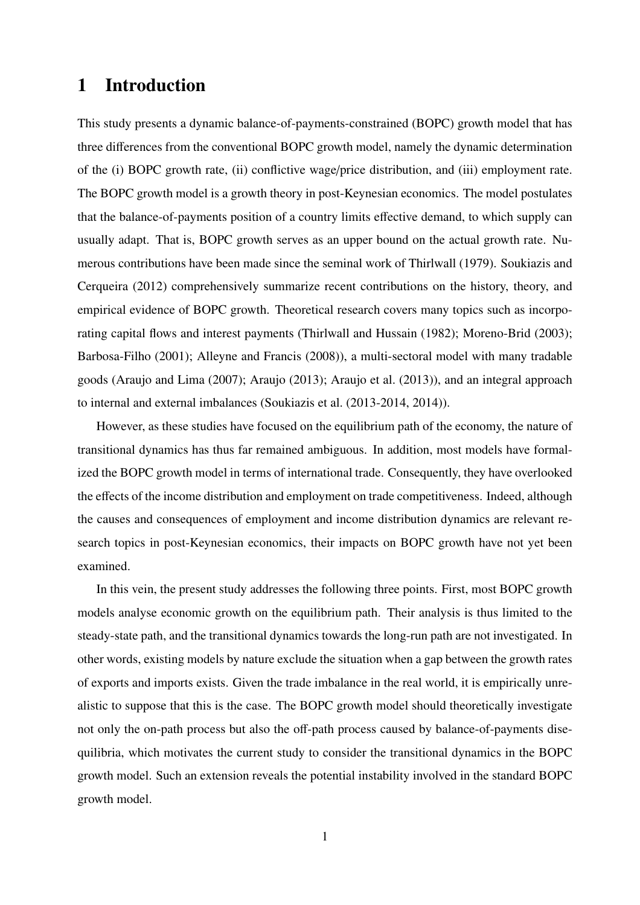# 1 Introduction

This study presents a dynamic balance-of-payments-constrained (BOPC) growth model that has three differences from the conventional BOPC growth model, namely the dynamic determination of the (i) BOPC growth rate, (ii) conflictive wage/price distribution, and (iii) employment rate. The BOPC growth model is a growth theory in post-Keynesian economics. The model postulates that the balance-of-payments position of a country limits effective demand, to which supply can usually adapt. That is, BOPC growth serves as an upper bound on the actual growth rate. Numerous contributions have been made since the seminal work of Thirlwall (1979). Soukiazis and Cerqueira (2012) comprehensively summarize recent contributions on the history, theory, and empirical evidence of BOPC growth. Theoretical research covers many topics such as incorporating capital flows and interest payments (Thirlwall and Hussain (1982); Moreno-Brid (2003); Barbosa-Filho (2001); Alleyne and Francis (2008)), a multi-sectoral model with many tradable goods (Araujo and Lima (2007); Araujo (2013); Araujo et al. (2013)), and an integral approach to internal and external imbalances (Soukiazis et al. (2013-2014, 2014)).

However, as these studies have focused on the equilibrium path of the economy, the nature of transitional dynamics has thus far remained ambiguous. In addition, most models have formalized the BOPC growth model in terms of international trade. Consequently, they have overlooked the effects of the income distribution and employment on trade competitiveness. Indeed, although the causes and consequences of employment and income distribution dynamics are relevant research topics in post-Keynesian economics, their impacts on BOPC growth have not yet been examined.

In this vein, the present study addresses the following three points. First, most BOPC growth models analyse economic growth on the equilibrium path. Their analysis is thus limited to the steady-state path, and the transitional dynamics towards the long-run path are not investigated. In other words, existing models by nature exclude the situation when a gap between the growth rates of exports and imports exists. Given the trade imbalance in the real world, it is empirically unrealistic to suppose that this is the case. The BOPC growth model should theoretically investigate not only the on-path process but also the off-path process caused by balance-of-payments disequilibria, which motivates the current study to consider the transitional dynamics in the BOPC growth model. Such an extension reveals the potential instability involved in the standard BOPC growth model.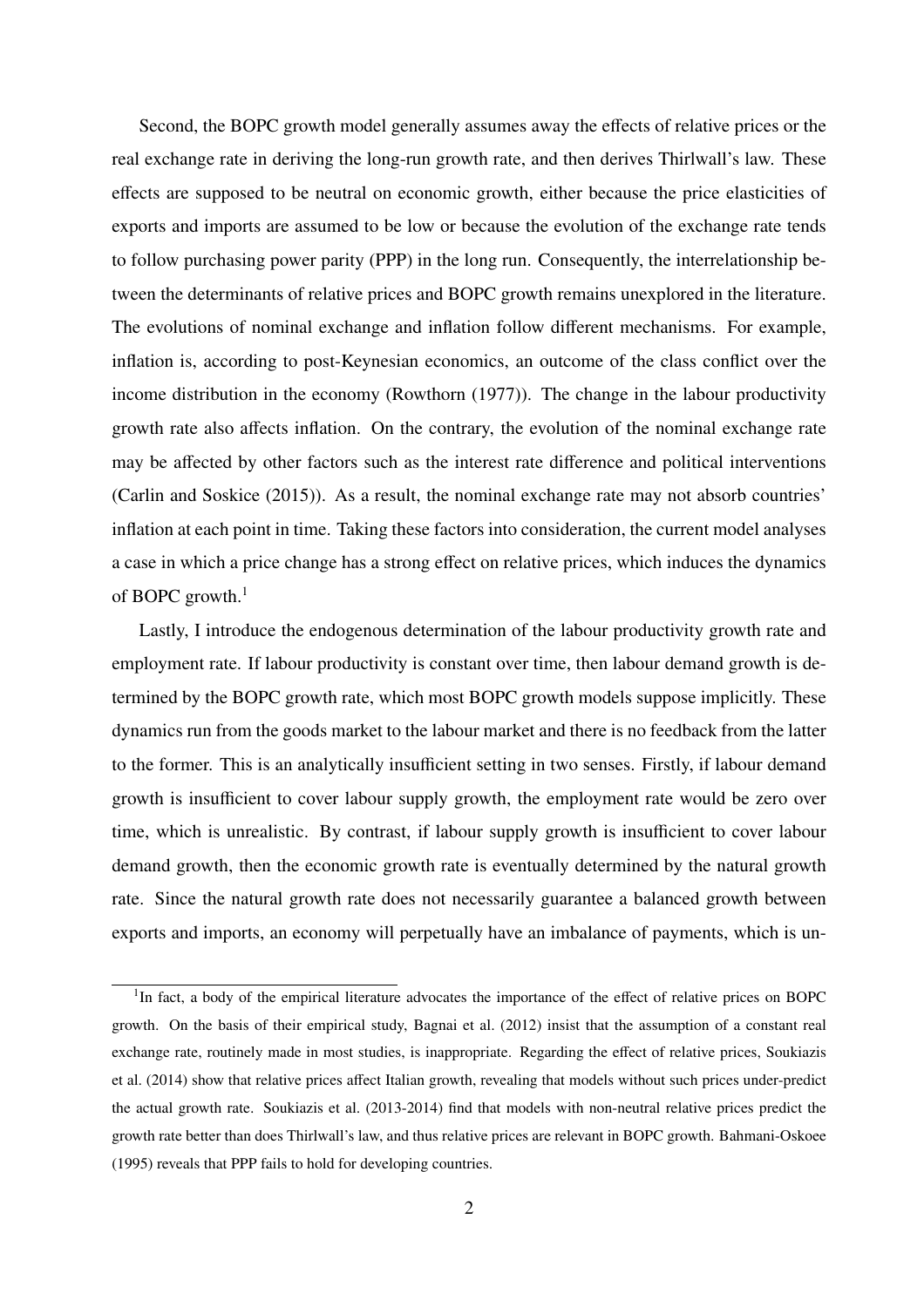Second, the BOPC growth model generally assumes away the effects of relative prices or the real exchange rate in deriving the long-run growth rate, and then derives Thirlwall's law. These effects are supposed to be neutral on economic growth, either because the price elasticities of exports and imports are assumed to be low or because the evolution of the exchange rate tends to follow purchasing power parity (PPP) in the long run. Consequently, the interrelationship between the determinants of relative prices and BOPC growth remains unexplored in the literature. The evolutions of nominal exchange and inflation follow different mechanisms. For example, inflation is, according to post-Keynesian economics, an outcome of the class conflict over the income distribution in the economy (Rowthorn (1977)). The change in the labour productivity growth rate also affects inflation. On the contrary, the evolution of the nominal exchange rate may be affected by other factors such as the interest rate difference and political interventions (Carlin and Soskice (2015)). As a result, the nominal exchange rate may not absorb countries' inflation at each point in time. Taking these factors into consideration, the current model analyses a case in which a price change has a strong effect on relative prices, which induces the dynamics of BOPC growth.[1]

Lastly, I introduce the endogenous determination of the labour productivity growth rate and employment rate. If labour productivity is constant over time, then labour demand growth is determined by the BOPC growth rate, which most BOPC growth models suppose implicitly. These dynamics run from the goods market to the labour market and there is no feedback from the latter to the former. This is an analytically insufficient setting in two senses. Firstly, if labour demand growth is insufficient to cover labour supply growth, the employment rate would be zero over time, which is unrealistic. By contrast, if labour supply growth is insufficient to cover labour demand growth, then the economic growth rate is eventually determined by the natural growth rate. Since the natural growth rate does not necessarily guarantee a balanced growth between exports and imports, an economy will perpetually have an imbalance of payments, which is un-

[1] In fact, a body of the empirical literature advocates the importance of the effect of relative prices on BOPC growth. On the basis of their empirical study, Bagnai et al. (2012) insist that the assumption of a constant real exchange rate, routinely made in most studies, is inappropriate. Regarding the effect of relative prices, Soukiazis et al. (2014) show that relative prices affect Italian growth, revealing that models without such prices under-predict the actual growth rate. Soukiazis et al. (2013-2014) find that models with non-neutral relative prices predict the growth rate better than does Thirlwall's law, and thus relative prices are relevant in BOPC growth. Bahmani-Oskoee (1995) reveals that PPP fails to hold for developing countries.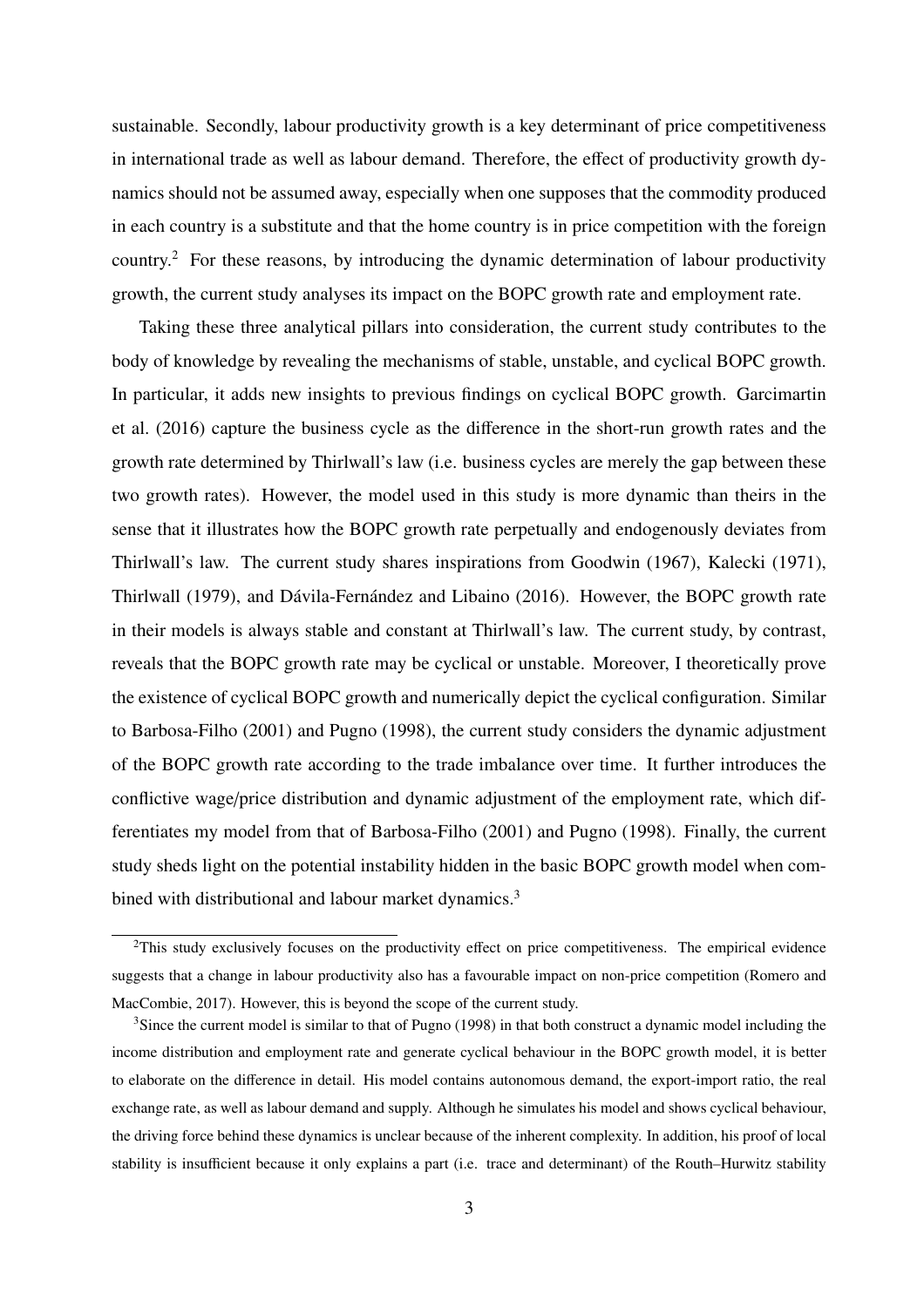sustainable. Secondly, labour productivity growth is a key determinant of price competitiveness in international trade as well as labour demand. Therefore, the effect of productivity growth dynamics should not be assumed away, especially when one supposes that the commodity produced in each country is a substitute and that the home country is in price competition with the foreign country.[2] For these reasons, by introducing the dynamic determination of labour productivity growth, the current study analyses its impact on the BOPC growth rate and employment rate.

Taking these three analytical pillars into consideration, the current study contributes to the body of knowledge by revealing the mechanisms of stable, unstable, and cyclical BOPC growth. In particular, it adds new insights to previous findings on cyclical BOPC growth. Garcimartin et al. (2016) capture the business cycle as the difference in the short-run growth rates and the growth rate determined by Thirlwall's law (i.e. business cycles are merely the gap between these two growth rates). However, the model used in this study is more dynamic than theirs in the sense that it illustrates how the BOPC growth rate perpetually and endogenously deviates from Thirlwall's law. The current study shares inspirations from Goodwin (1967), Kalecki (1971), Thirlwall (1979), and Dávila-Fernández and Libaino (2016). However, the BOPC growth rate in their models is always stable and constant at Thirlwall's law. The current study, by contrast, reveals that the BOPC growth rate may be cyclical or unstable. Moreover, I theoretically prove the existence of cyclical BOPC growth and numerically depict the cyclical configuration. Similar to Barbosa-Filho (2001) and Pugno (1998), the current study considers the dynamic adjustment of the BOPC growth rate according to the trade imbalance over time. It further introduces the conflictive wage/price distribution and dynamic adjustment of the employment rate, which differentiates my model from that of Barbosa-Filho (2001) and Pugno (1998). Finally, the current study sheds light on the potential instability hidden in the basic BOPC growth model when combined with distributional and labour market dynamics.[3]

[2] This study exclusively focuses on the productivity effect on price competitiveness. The empirical evidence suggests that a change in labour productivity also has a favourable impact on non-price competition (Romero and MacCombie, 2017). However, this is beyond the scope of the current study.

[3] Since the current model is similar to that of Pugno (1998) in that both construct a dynamic model including the income distribution and employment rate and generate cyclical behaviour in the BOPC growth model, it is better to elaborate on the difference in detail. His model contains autonomous demand, the export-import ratio, the real exchange rate, as well as labour demand and supply. Although he simulates his model and shows cyclical behaviour, the driving force behind these dynamics is unclear because of the inherent complexity. In addition, his proof of local stability is insufficient because it only explains a part (i.e. trace and determinant) of the Routh–Hurwitz stability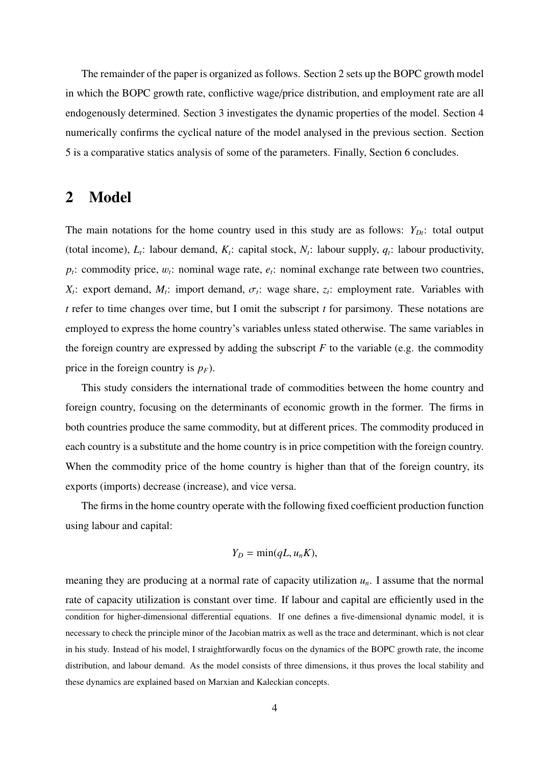The remainder of the paper is organized as follows. Section 2 sets up the BOPC growth model in which the BOPC growth rate, conflictive wage/price distribution, and employment rate are all endogenously determined. Section 3 investigates the dynamic properties of the model. Section 4 numerically confirms the cyclical nature of the model analysed in the previous section. Section 5 is a comparative statics analysis of some of the parameters. Finally, Section 6 concludes.

## 2 Model

The main notations for the home country used in this study are as follows: $Y_{Dt}$: total output (total income), $L_t$: labour demand, $K_t$: capital stock, $N_t$: labour supply, $q_t$: labour productivity, $p_t$: commodity price, $w_t$: nominal wage rate, $e_t$: nominal exchange rate between two countries, $X_t$: export demand, $M_t$: import demand, $\sigma_t$: wage share, $z_t$: employment rate. Variables with $t$ refer to time changes over time, but I omit the subscript $t$ for parsimony. These notations are employed to express the home country's variables unless stated otherwise. The same variables in the foreign country are expressed by adding the subscript $F$ to the variable (e.g. the commodity price in the foreign country is $p_F$).

This study considers the international trade of commodities between the home country and foreign country, focusing on the determinants of economic growth in the former. The firms in both countries produce the same commodity, but at different prices. The commodity produced in each country is a substitute and the home country is in price competition with the foreign country. When the commodity price of the home country is higher than that of the foreign country, its exports (imports) decrease (increase), and vice versa.

The firms in the home country operate with the following fixed coefficient production function using labour and capital:

$$Y_D = \min(qL, u_n K),$$

meaning they are producing at a normal rate of capacity utilization $u_n$. I assume that the normal rate of capacity utilization is constant over time. If labour and capital are efficiently used in the

condition for higher-dimensional differential equations. If one defines a five-dimensional dynamic model, it is necessary to check the principle minor of the Jacobian matrix as well as the trace and determinant, which is not clear in his study. Instead of his model, I straightforwardly focus on the dynamics of the BOPC growth rate, the income distribution, and labour demand. As the model consists of three dimensions, it thus proves the local stability and these dynamics are explained based on Marxian and Kaleckian concepts.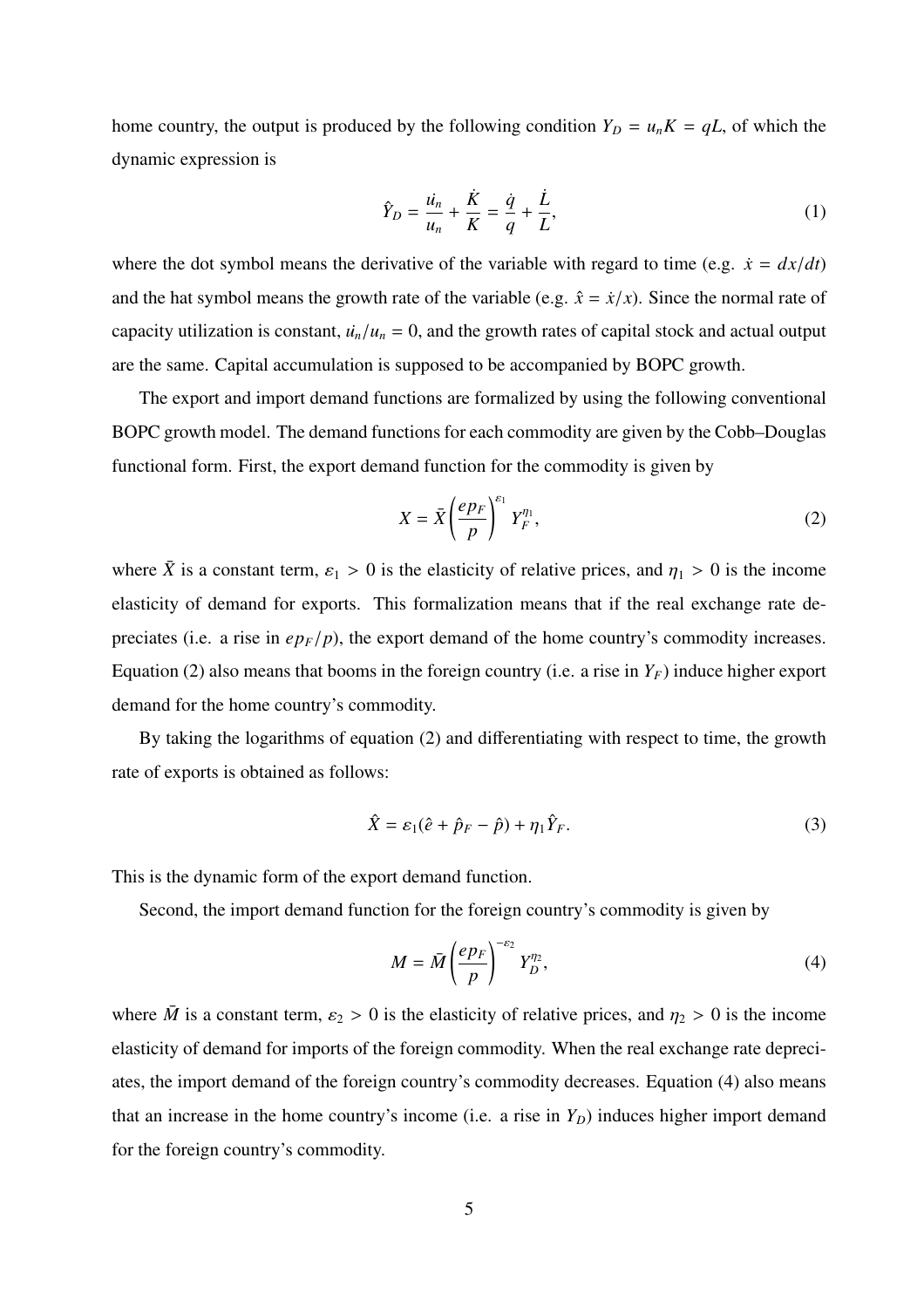home country, the output is produced by the following condition $Y_D = u_n K = qL$, of which the dynamic expression is

$$\hat{Y}_D = \frac{\dot{u}_n}{u_n} + \frac{\dot{K}}{K} = \frac{\dot{q}}{q} + \frac{\dot{L}}{L}, \tag{1}$$

where the dot symbol means the derivative of the variable with regard to time (e.g. $\dot{x} = dx/dt$) and the hat symbol means the growth rate of the variable (e.g. $\hat{x} = \dot{x}/x$). Since the normal rate of capacity utilization is constant, $\dot{u}_n/u_n = 0$, and the growth rates of capital stock and actual output are the same. Capital accumulation is supposed to be accompanied by BOPC growth.

The export and import demand functions are formalized by using the following conventional BOPC growth model. The demand functions for each commodity are given by the Cobb–Douglas functional form. First, the export demand function for the commodity is given by

$$X = \bar{X}\left(\frac{ep_F}{p}\right)^{\varepsilon_1} Y_F^{\eta_1}, \tag{2}$$

where $\bar{X}$ is a constant term, $\varepsilon_1 > 0$ is the elasticity of relative prices, and $\eta_1 > 0$ is the income elasticity of demand for exports. This formalization means that if the real exchange rate depreciates (i.e. a rise in $ep_F/p$), the export demand of the home country's commodity increases. Equation (2) also means that booms in the foreign country (i.e. a rise in $Y_F$) induce higher export demand for the home country's commodity.

By taking the logarithms of equation (2) and differentiating with respect to time, the growth rate of exports is obtained as follows:

$$\hat{X} = \varepsilon_1(\hat{e} + \hat{p}_F - \hat{p}) + \eta_1 \hat{Y}_F. \tag{3}$$

This is the dynamic form of the export demand function.

Second, the import demand function for the foreign country's commodity is given by

$$M = \bar{M}\left(\frac{ep_F}{p}\right)^{-\varepsilon_2} Y_D^{\eta_2}, \tag{4}$$

where $\bar{M}$ is a constant term, $\varepsilon_2 > 0$ is the elasticity of relative prices, and $\eta_2 > 0$ is the income elasticity of demand for imports of the foreign commodity. When the real exchange rate depreciates, the import demand of the foreign country's commodity decreases. Equation (4) also means that an increase in the home country's income (i.e. a rise in $Y_D$) induces higher import demand for the foreign country's commodity.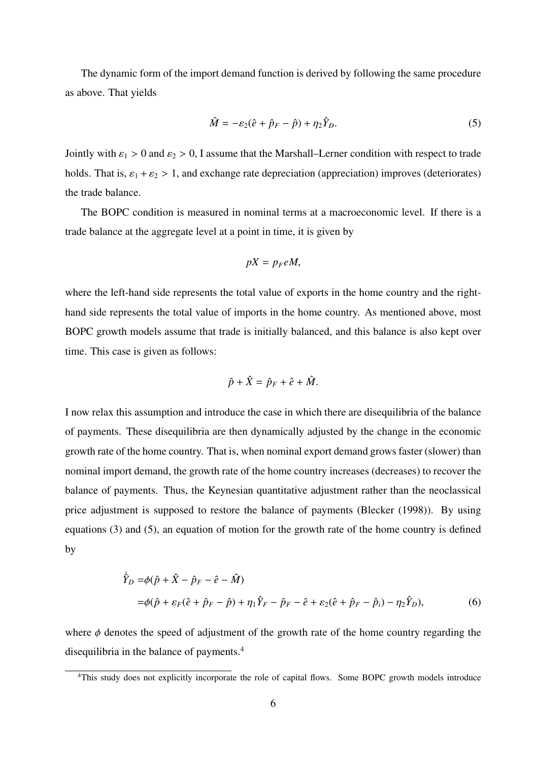The dynamic form of the import demand function is derived by following the same procedure as above. That yields

$$\hat{M} = -\varepsilon_2(\hat{e} + \hat{p}_F - \hat{p}) + \eta_2 \hat{Y}_D. \tag{5}$$

Jointly with $\varepsilon_1 > 0$ and $\varepsilon_2 > 0$, I assume that the Marshall–Lerner condition with respect to trade holds. That is, $\varepsilon_1 + \varepsilon_2 > 1$, and exchange rate depreciation (appreciation) improves (deteriorates) the trade balance.

The BOPC condition is measured in nominal terms at a macroeconomic level. If there is a trade balance at the aggregate level at a point in time, it is given by

$$pX = p_F eM,$$

where the left-hand side represents the total value of exports in the home country and the right-hand side represents the total value of imports in the home country. As mentioned above, most BOPC growth models assume that trade is initially balanced, and this balance is also kept over time. This case is given as follows:

$$\hat{p} + \hat{X} = \hat{p}_F + \hat{e} + \hat{M}.$$

I now relax this assumption and introduce the case in which there are disequilibria of the balance of payments. These disequilibria are then dynamically adjusted by the change in the economic growth rate of the home country. That is, when nominal export demand grows faster (slower) than nominal import demand, the growth rate of the home country increases (decreases) to recover the balance of payments. Thus, the Keynesian quantitative adjustment rather than the neoclassical price adjustment is supposed to restore the balance of payments (Blecker (1998)). By using equations (3) and (5), an equation of motion for the growth rate of the home country is defined by

$$\begin{aligned}
\dot{\hat{Y}}_D =& \phi(\hat{p} + \hat{X} - \hat{p}_F - \hat{e} - \hat{M}) \\
=& \phi(\hat{p} + \varepsilon_F(\hat{e} + \hat{p}_F - \hat{p}) + \eta_1 \hat{Y}_F - \hat{p}_F - \hat{e} + \varepsilon_2(\hat{e} + \hat{p}_F - \hat{p}_i) - \eta_2 \hat{Y}_D),
\end{aligned} \tag{6}$$

where $\phi$ denotes the speed of adjustment of the growth rate of the home country regarding the disequilibria in the balance of payments.[4]

[4]This study does not explicitly incorporate the role of capital flows. Some BOPC growth models introduce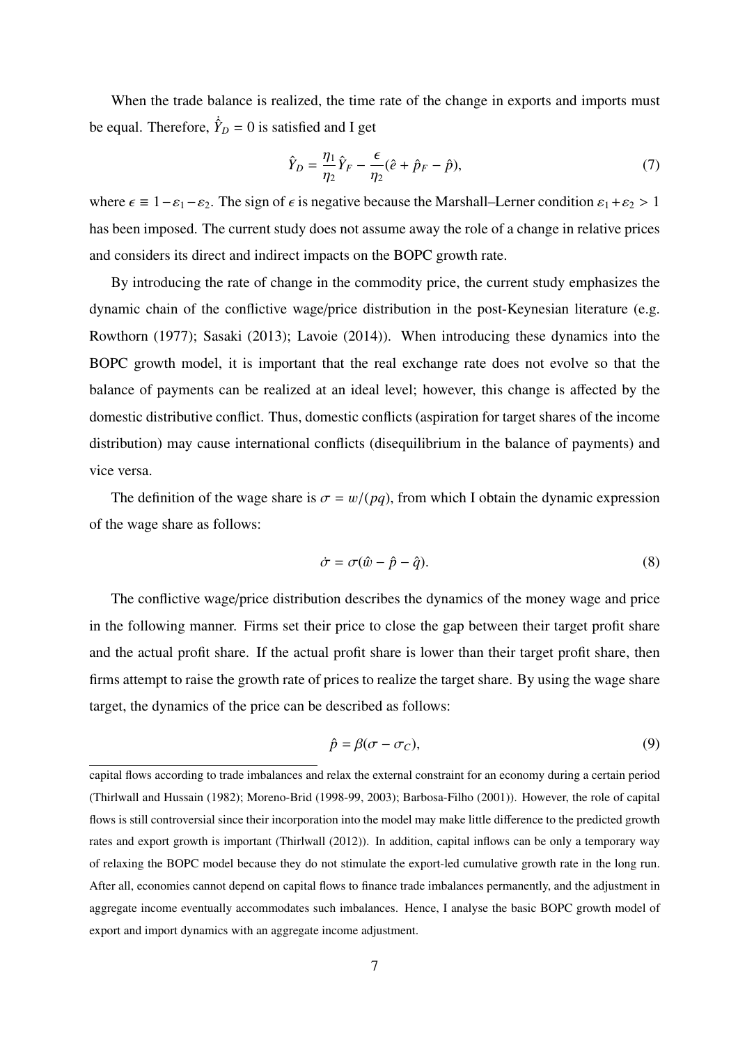When the trade balance is realized, the time rate of the change in exports and imports must be equal. Therefore, $\dot{\hat{Y}}_D = 0$ is satisfied and I get

$$\hat{Y}_D = \frac{\eta_1}{\eta_2}\hat{Y}_F - \frac{\epsilon}{\eta_2}(\hat{e} + \hat{p}_F - \hat{p}), \tag{7}$$

where $\epsilon \equiv 1 - \varepsilon_1 - \varepsilon_2$. The sign of $\epsilon$ is negative because the Marshall–Lerner condition $\varepsilon_1 + \varepsilon_2 > 1$ has been imposed. The current study does not assume away the role of a change in relative prices and considers its direct and indirect impacts on the BOPC growth rate.

By introducing the rate of change in the commodity price, the current study emphasizes the dynamic chain of the conflictive wage/price distribution in the post-Keynesian literature (e.g. Rowthorn (1977); Sasaki (2013); Lavoie (2014)). When introducing these dynamics into the BOPC growth model, it is important that the real exchange rate does not evolve so that the balance of payments can be realized at an ideal level; however, this change is affected by the domestic distributive conflict. Thus, domestic conflicts (aspiration for target shares of the income distribution) may cause international conflicts (disequilibrium in the balance of payments) and vice versa.

The definition of the wage share is $\sigma = w/(pq)$, from which I obtain the dynamic expression of the wage share as follows:

$$\dot{\sigma} = \sigma(\hat{w} - \hat{p} - \hat{q}). \tag{8}$$

The conflictive wage/price distribution describes the dynamics of the money wage and price in the following manner. Firms set their price to close the gap between their target profit share and the actual profit share. If the actual profit share is lower than their target profit share, then firms attempt to raise the growth rate of prices to realize the target share. By using the wage share target, the dynamics of the price can be described as follows:

$$\hat{p} = \beta(\sigma - \sigma_C), \tag{9}$$

capital flows according to trade imbalances and relax the external constraint for an economy during a certain period (Thirlwall and Hussain (1982); Moreno-Brid (1998-99, 2003); Barbosa-Filho (2001)). However, the role of capital flows is still controversial since their incorporation into the model may make little difference to the predicted growth rates and export growth is important (Thirlwall (2012)). In addition, capital inflows can be only a temporary way of relaxing the BOPC model because they do not stimulate the export-led cumulative growth rate in the long run. After all, economies cannot depend on capital flows to finance trade imbalances permanently, and the adjustment in aggregate income eventually accommodates such imbalances. Hence, I analyse the basic BOPC growth model of export and import dynamics with an aggregate income adjustment.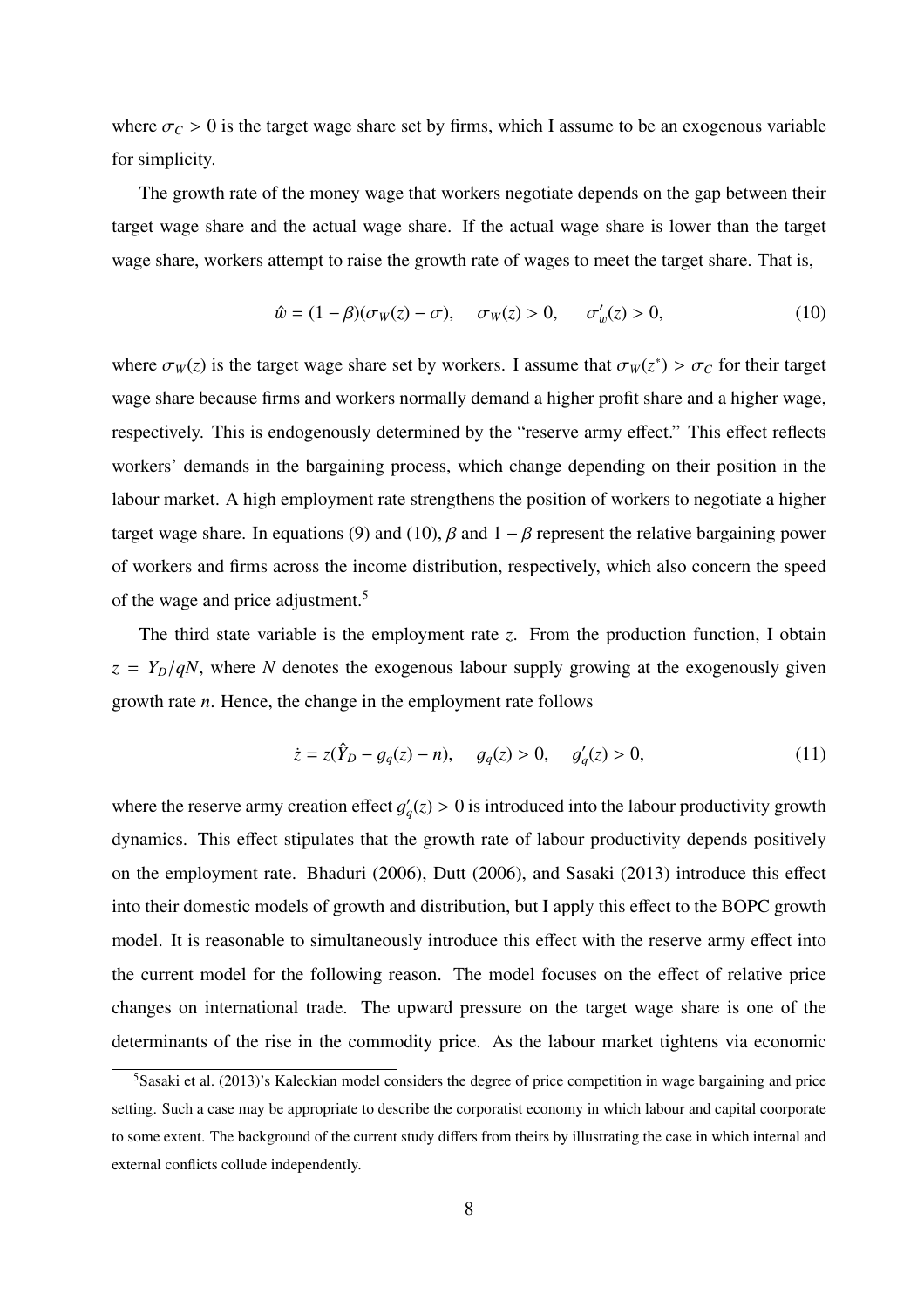where $\sigma_C > 0$ is the target wage share set by firms, which I assume to be an exogenous variable for simplicity.

The growth rate of the money wage that workers negotiate depends on the gap between their target wage share and the actual wage share. If the actual wage share is lower than the target wage share, workers attempt to raise the growth rate of wages to meet the target share. That is,

$$\hat{w} = (1 - \beta)(\sigma_W(z) - \sigma), \quad \sigma_W(z) > 0, \quad \sigma'_w(z) > 0, \tag{10}$$

where $\sigma_W(z)$ is the target wage share set by workers. I assume that $\sigma_W(z^*) > \sigma_C$ for their target wage share because firms and workers normally demand a higher profit share and a higher wage, respectively. This is endogenously determined by the "reserve army effect." This effect reflects workers' demands in the bargaining process, which change depending on their position in the labour market. A high employment rate strengthens the position of workers to negotiate a higher target wage share. In equations (9) and (10), $\beta$ and $1 - \beta$ represent the relative bargaining power of workers and firms across the income distribution, respectively, which also concern the speed of the wage and price adjustment.[5]

The third state variable is the employment rate $z$. From the production function, I obtain $z = Y_D/qN$, where $N$ denotes the exogenous labour supply growing at the exogenously given growth rate $n$. Hence, the change in the employment rate follows

$$\dot{z} = z(\hat{Y}_D - g_q(z) - n), \quad g_q(z) > 0, \quad g'_q(z) > 0, \tag{11}$$

where the reserve army creation effect $g'_q(z) > 0$ is introduced into the labour productivity growth dynamics. This effect stipulates that the growth rate of labour productivity depends positively on the employment rate. Bhaduri (2006), Dutt (2006), and Sasaki (2013) introduce this effect into their domestic models of growth and distribution, but I apply this effect to the BOPC growth model. It is reasonable to simultaneously introduce this effect with the reserve army effect into the current model for the following reason. The model focuses on the effect of relative price changes on international trade. The upward pressure on the target wage share is one of the determinants of the rise in the commodity price. As the labour market tightens via economic

[5] Sasaki et al. (2013)'s Kaleckian model considers the degree of price competition in wage bargaining and price setting. Such a case may be appropriate to describe the corporatist economy in which labour and capital coorporate to some extent. The background of the current study differs from theirs by illustrating the case in which internal and external conflicts collude independently.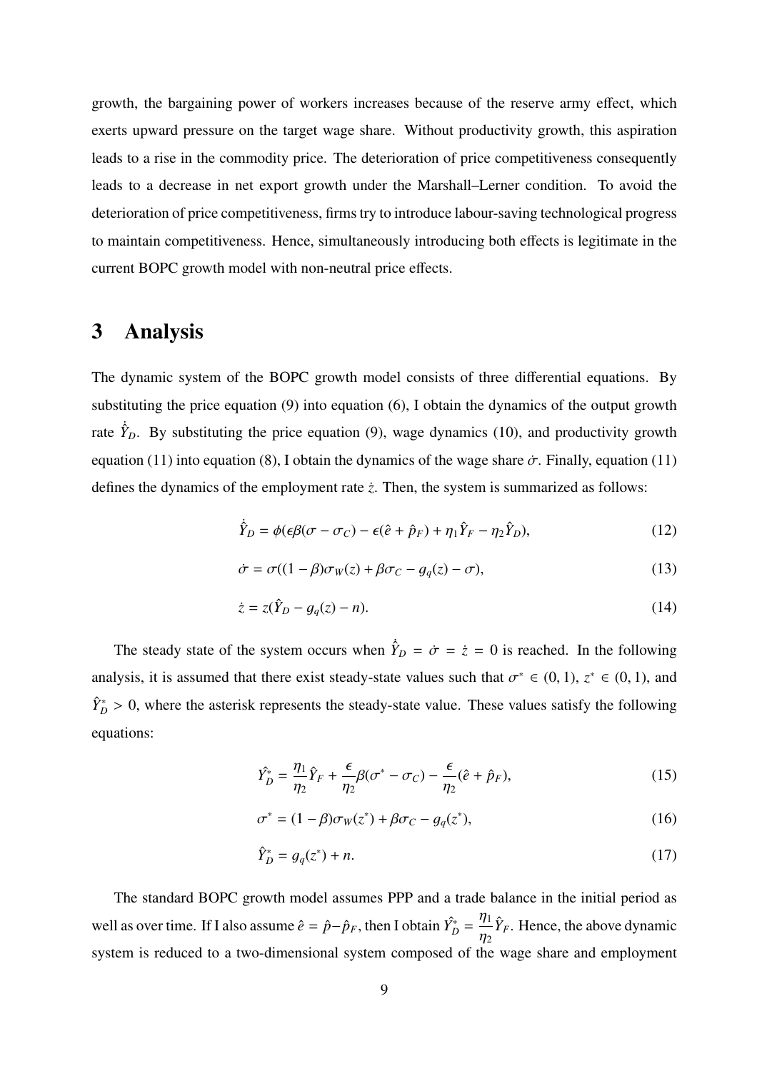growth, the bargaining power of workers increases because of the reserve army effect, which exerts upward pressure on the target wage share. Without productivity growth, this aspiration leads to a rise in the commodity price. The deterioration of price competitiveness consequently leads to a decrease in net export growth under the Marshall–Lerner condition. To avoid the deterioration of price competitiveness, firms try to introduce labour-saving technological progress to maintain competitiveness. Hence, simultaneously introducing both effects is legitimate in the current BOPC growth model with non-neutral price effects.

# 3 Analysis

The dynamic system of the BOPC growth model consists of three differential equations. By substituting the price equation (9) into equation (6), I obtain the dynamics of the output growth rate $\dot{\hat{Y}}_D$. By substituting the price equation (9), wage dynamics (10), and productivity growth equation (11) into equation (8), I obtain the dynamics of the wage share $\dot{\sigma}$. Finally, equation (11) defines the dynamics of the employment rate $\dot{z}$. Then, the system is summarized as follows:

$$\dot{\hat{Y}}_D = \phi(\epsilon\beta(\sigma - \sigma_C) - \epsilon(\hat{e} + \hat{p}_F) + \eta_1\hat{Y}_F - \eta_2\hat{Y}_D), \tag{12}$$

$$\dot{\sigma} = \sigma((1-\beta)\sigma_W(z) + \beta\sigma_C - g_q(z) - \sigma), \tag{13}$$

$$\dot{z} = z(\hat{Y}_D - g_q(z) - n). \tag{14}$$

The steady state of the system occurs when $\dot{\hat{Y}}_D = \dot{\sigma} = \dot{z} = 0$ is reached. In the following analysis, it is assumed that there exist steady-state values such that $\sigma^* \in (0,1)$, $z^* \in (0,1)$, and $\hat{Y}_D^* > 0$, where the asterisk represents the steady-state value. These values satisfy the following equations:

$$\hat{Y}_D^* = \frac{\eta_1}{\eta_2}\hat{Y}_F + \frac{\epsilon}{\eta_2}\beta(\sigma^* - \sigma_C) - \frac{\epsilon}{\eta_2}(\hat{e} + \hat{p}_F), \tag{15}$$

$$\sigma^* = (1-\beta)\sigma_W(z^*) + \beta\sigma_C - g_q(z^*), \tag{16}$$

$$\hat{Y}_D^* = g_q(z^*) + n. \tag{17}$$

The standard BOPC growth model assumes PPP and a trade balance in the initial period as well as over time. If I also assume $\hat{e} = \hat{p} - \hat{p}_F$, then I obtain $\hat{Y}_D^* = \frac{\eta_1}{\eta_2}\hat{Y}_F$. Hence, the above dynamic system is reduced to a two-dimensional system composed of the wage share and employment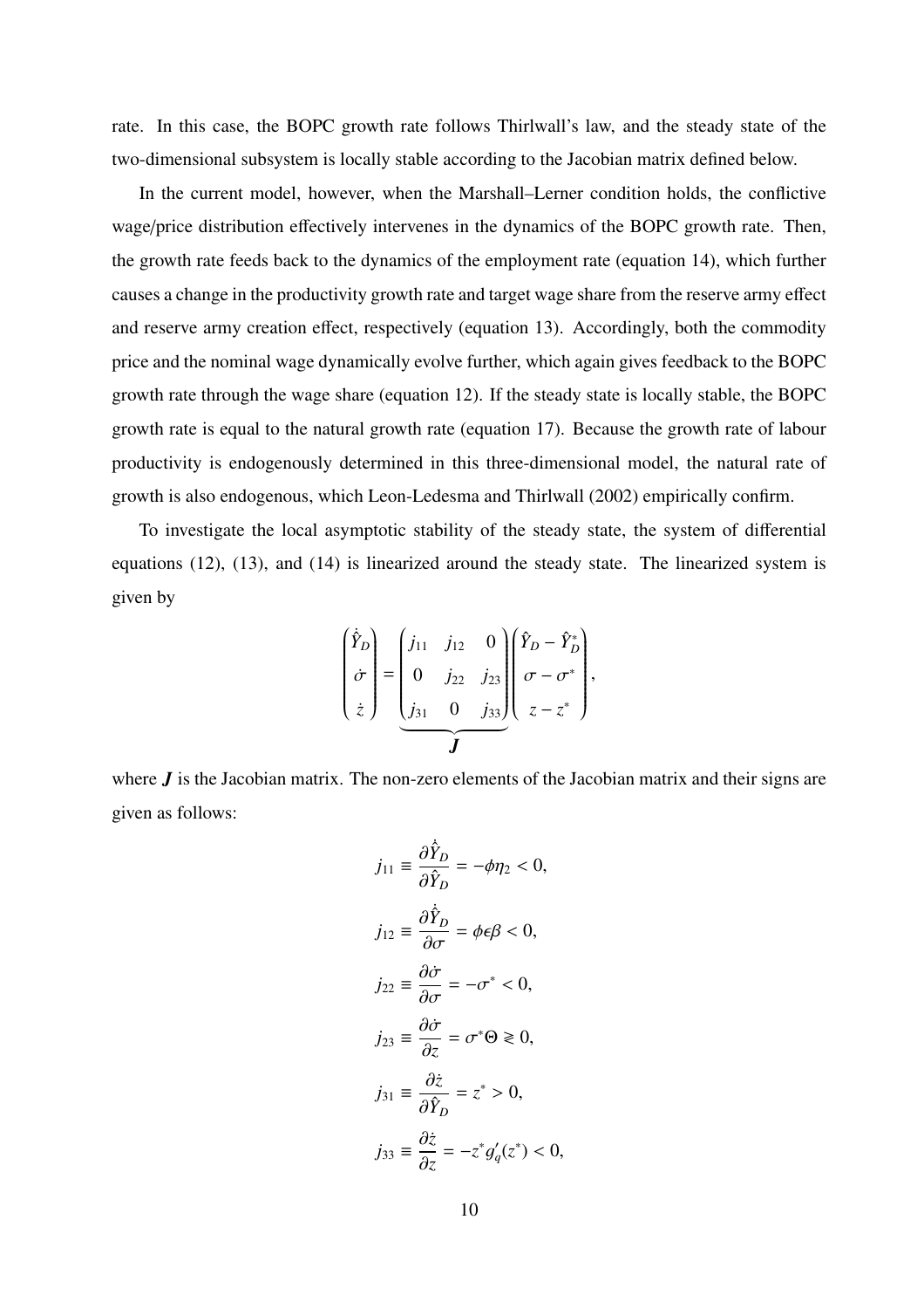rate. In this case, the BOPC growth rate follows Thirlwall's law, and the steady state of the two-dimensional subsystem is locally stable according to the Jacobian matrix defined below.

In the current model, however, when the Marshall–Lerner condition holds, the conflictive wage/price distribution effectively intervenes in the dynamics of the BOPC growth rate. Then, the growth rate feeds back to the dynamics of the employment rate (equation 14), which further causes a change in the productivity growth rate and target wage share from the reserve army effect and reserve army creation effect, respectively (equation 13). Accordingly, both the commodity price and the nominal wage dynamically evolve further, which again gives feedback to the BOPC growth rate through the wage share (equation 12). If the steady state is locally stable, the BOPC growth rate is equal to the natural growth rate (equation 17). Because the growth rate of labour productivity is endogenously determined in this three-dimensional model, the natural rate of growth is also endogenous, which Leon-Ledesma and Thirlwall (2002) empirically confirm.

To investigate the local asymptotic stability of the steady state, the system of differential equations (12), (13), and (14) is linearized around the steady state. The linearized system is given by

$$\begin{pmatrix} \dot{\hat{Y}}_D \\ \dot{\sigma} \\ \dot{z} \end{pmatrix} = \underbrace{\begin{pmatrix} j_{11} & j_{12} & 0 \\ 0 & j_{22} & j_{23} \\ j_{31} & 0 & j_{33} \end{pmatrix}}_{\boldsymbol{J}} \begin{pmatrix} \hat{Y}_D - \hat{Y}_D^* \\ \sigma - \sigma^* \\ z - z^* \end{pmatrix},$$

where $\boldsymbol{J}$ is the Jacobian matrix. The non-zero elements of the Jacobian matrix and their signs are given as follows:

$$j_{11} \equiv \frac{\partial \dot{\hat{Y}}_D}{\partial \hat{Y}_D} = -\phi\eta_2 < 0,$$

$$j_{12} \equiv \frac{\partial \dot{\hat{Y}}_D}{\partial \sigma} = \phi\epsilon\beta < 0,$$

$$j_{22} \equiv \frac{\partial \dot{\sigma}}{\partial \sigma} = -\sigma^* < 0,$$

$$j_{23} \equiv \frac{\partial \dot{\sigma}}{\partial z} = \sigma^*\Theta \gtrless 0,$$

$$j_{31} \equiv \frac{\partial \dot{z}}{\partial \hat{Y}_D} = z^* > 0,$$

$$j_{33} \equiv \frac{\partial \dot{z}}{\partial z} = -z^* g_q'(z^*) < 0,$$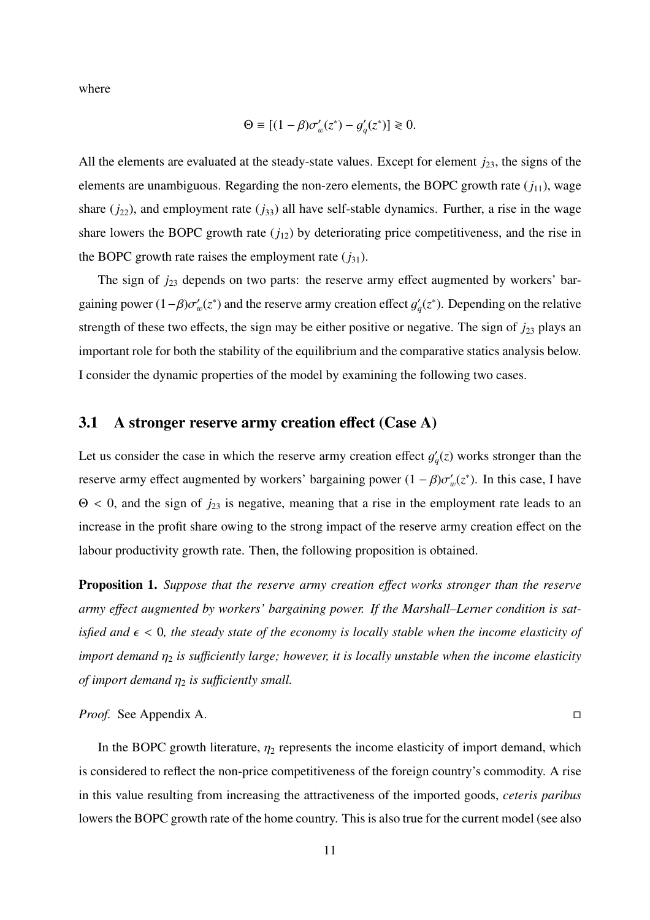where

$$\Theta \equiv [(1-\beta)\sigma_w'(z^*) - g_q'(z^*)] \gtrless 0.$$

All the elements are evaluated at the steady-state values. Except for element $j_{23}$, the signs of the elements are unambiguous. Regarding the non-zero elements, the BOPC growth rate ($j_{11}$), wage share ($j_{22}$), and employment rate ($j_{33}$) all have self-stable dynamics. Further, a rise in the wage share lowers the BOPC growth rate ($j_{12}$) by deteriorating price competitiveness, and the rise in the BOPC growth rate raises the employment rate ($j_{31}$).

The sign of $j_{23}$ depends on two parts: the reserve army effect augmented by workers' bargaining power $(1-\beta)\sigma_w'(z^*)$ and the reserve army creation effect $g_q'(z^*)$. Depending on the relative strength of these two effects, the sign may be either positive or negative. The sign of $j_{23}$ plays an important role for both the stability of the equilibrium and the comparative statics analysis below. I consider the dynamic properties of the model by examining the following two cases.

## 3.1 A stronger reserve army creation effect (Case A)

Let us consider the case in which the reserve army creation effect $g_q'(z)$ works stronger than the reserve army effect augmented by workers' bargaining power $(1-\beta)\sigma_w'(z^*)$. In this case, I have $\Theta < 0$, and the sign of $j_{23}$ is negative, meaning that a rise in the employment rate leads to an increase in the profit share owing to the strong impact of the reserve army creation effect on the labour productivity growth rate. Then, the following proposition is obtained.

**Proposition 1.** *Suppose that the reserve army creation effect works stronger than the reserve army effect augmented by workers' bargaining power. If the Marshall–Lerner condition is satisfied and $\epsilon < 0$, the steady state of the economy is locally stable when the income elasticity of import demand $\eta_2$ is sufficiently large; however, it is locally unstable when the income elasticity of import demand $\eta_2$ is sufficiently small.*

*Proof.* See Appendix A. □

In the BOPC growth literature, $\eta_2$ represents the income elasticity of import demand, which is considered to reflect the non-price competitiveness of the foreign country's commodity. A rise in this value resulting from increasing the attractiveness of the imported goods, *ceteris paribus* lowers the BOPC growth rate of the home country. This is also true for the current model (see also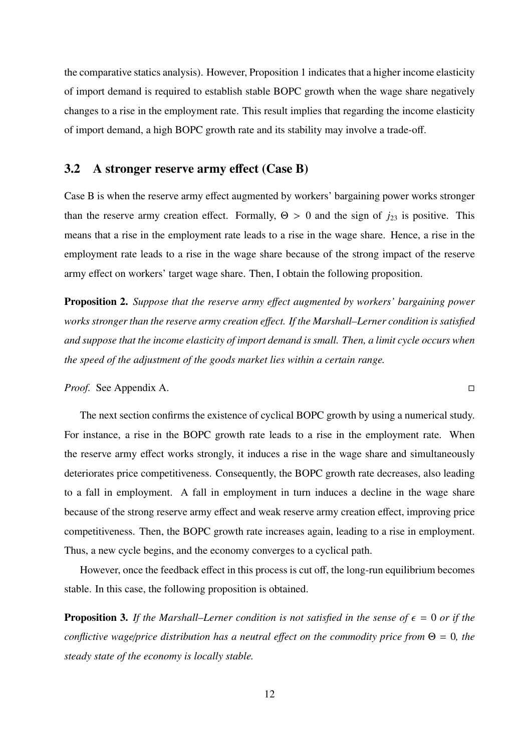the comparative statics analysis). However, Proposition 1 indicates that a higher income elasticity of import demand is required to establish stable BOPC growth when the wage share negatively changes to a rise in the employment rate. This result implies that regarding the income elasticity of import demand, a high BOPC growth rate and its stability may involve a trade-off.

## 3.2 A stronger reserve army effect (Case B)

Case B is when the reserve army effect augmented by workers' bargaining power works stronger than the reserve army creation effect. Formally, $\Theta > 0$ and the sign of $j_{23}$ is positive. This means that a rise in the employment rate leads to a rise in the wage share. Hence, a rise in the employment rate leads to a rise in the wage share because of the strong impact of the reserve army effect on workers' target wage share. Then, I obtain the following proposition.

**Proposition 2.** *Suppose that the reserve army effect augmented by workers' bargaining power works stronger than the reserve army creation effect. If the Marshall–Lerner condition is satisfied and suppose that the income elasticity of import demand is small. Then, a limit cycle occurs when the speed of the adjustment of the goods market lies within a certain range.*

*Proof.* See Appendix A. □

The next section confirms the existence of cyclical BOPC growth by using a numerical study. For instance, a rise in the BOPC growth rate leads to a rise in the employment rate. When the reserve army effect works strongly, it induces a rise in the wage share and simultaneously deteriorates price competitiveness. Consequently, the BOPC growth rate decreases, also leading to a fall in employment. A fall in employment in turn induces a decline in the wage share because of the strong reserve army effect and weak reserve army creation effect, improving price competitiveness. Then, the BOPC growth rate increases again, leading to a rise in employment. Thus, a new cycle begins, and the economy converges to a cyclical path.

However, once the feedback effect in this process is cut off, the long-run equilibrium becomes stable. In this case, the following proposition is obtained.

**Proposition 3.** *If the Marshall–Lerner condition is not satisfied in the sense of $\epsilon = 0$ or if the conflictive wage/price distribution has a neutral effect on the commodity price from $\Theta = 0$, the steady state of the economy is locally stable.*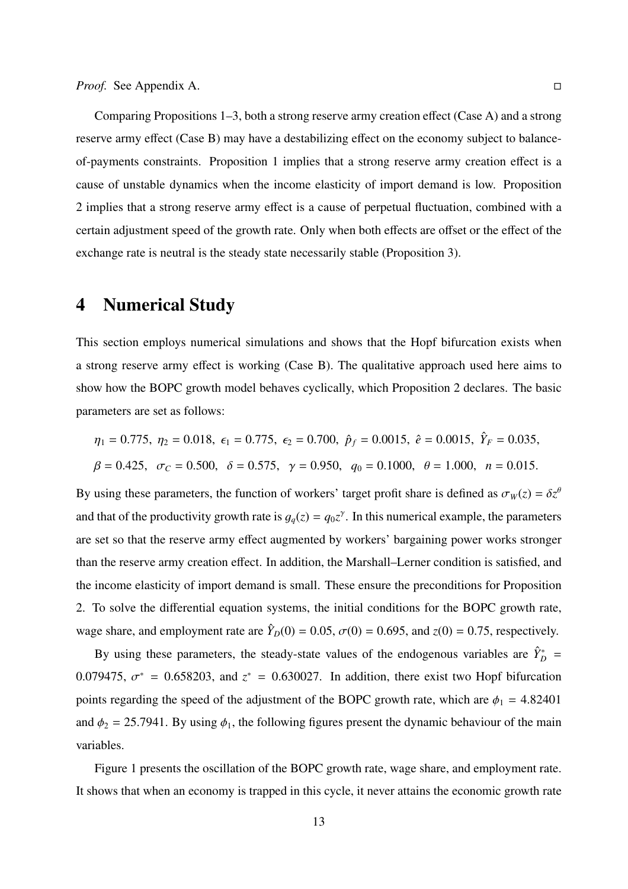*Proof.* See Appendix A. □

Comparing Propositions 1–3, both a strong reserve army creation effect (Case A) and a strong reserve army effect (Case B) may have a destabilizing effect on the economy subject to balance-of-payments constraints. Proposition 1 implies that a strong reserve army creation effect is a cause of unstable dynamics when the income elasticity of import demand is low. Proposition 2 implies that a strong reserve army effect is a cause of perpetual fluctuation, combined with a certain adjustment speed of the growth rate. Only when both effects are offset or the effect of the exchange rate is neutral is the steady state necessarily stable (Proposition 3).

# 4 Numerical Study

This section employs numerical simulations and shows that the Hopf bifurcation exists when a strong reserve army effect is working (Case B). The qualitative approach used here aims to show how the BOPC growth model behaves cyclically, which Proposition 2 declares. The basic parameters are set as follows:

$$\eta_1 = 0.775,\ \eta_2 = 0.018,\ \epsilon_1 = 0.775,\ \epsilon_2 = 0.700,\ \hat{p}_f = 0.0015,\ \hat{e} = 0.0015,\ \hat{Y}_F = 0.035,$$

$$\beta = 0.425,\quad \sigma_C = 0.500,\quad \delta = 0.575,\quad \gamma = 0.950,\quad q_0 = 0.1000,\quad \theta = 1.000,\quad n = 0.015.$$

By using these parameters, the function of workers' target profit share is defined as $\sigma_W(z) = \delta z^{\theta}$ and that of the productivity growth rate is $g_q(z) = q_0 z^{\gamma}$. In this numerical example, the parameters are set so that the reserve army effect augmented by workers' bargaining power works stronger than the reserve army creation effect. In addition, the Marshall–Lerner condition is satisfied, and the income elasticity of import demand is small. These ensure the preconditions for Proposition 2. To solve the differential equation systems, the initial conditions for the BOPC growth rate, wage share, and employment rate are $\hat{Y}_D(0) = 0.05$, $\sigma(0) = 0.695$, and $z(0) = 0.75$, respectively.

By using these parameters, the steady-state values of the endogenous variables are $\hat{Y}_D^* = 0.079475$, $\sigma^* = 0.658203$, and $z^* = 0.630027$. In addition, there exist two Hopf bifurcation points regarding the speed of the adjustment of the BOPC growth rate, which are $\phi_1 = 4.82401$ and $\phi_2 = 25.7941$. By using $\phi_1$, the following figures present the dynamic behaviour of the main variables.

Figure 1 presents the oscillation of the BOPC growth rate, wage share, and employment rate. It shows that when an economy is trapped in this cycle, it never attains the economic growth rate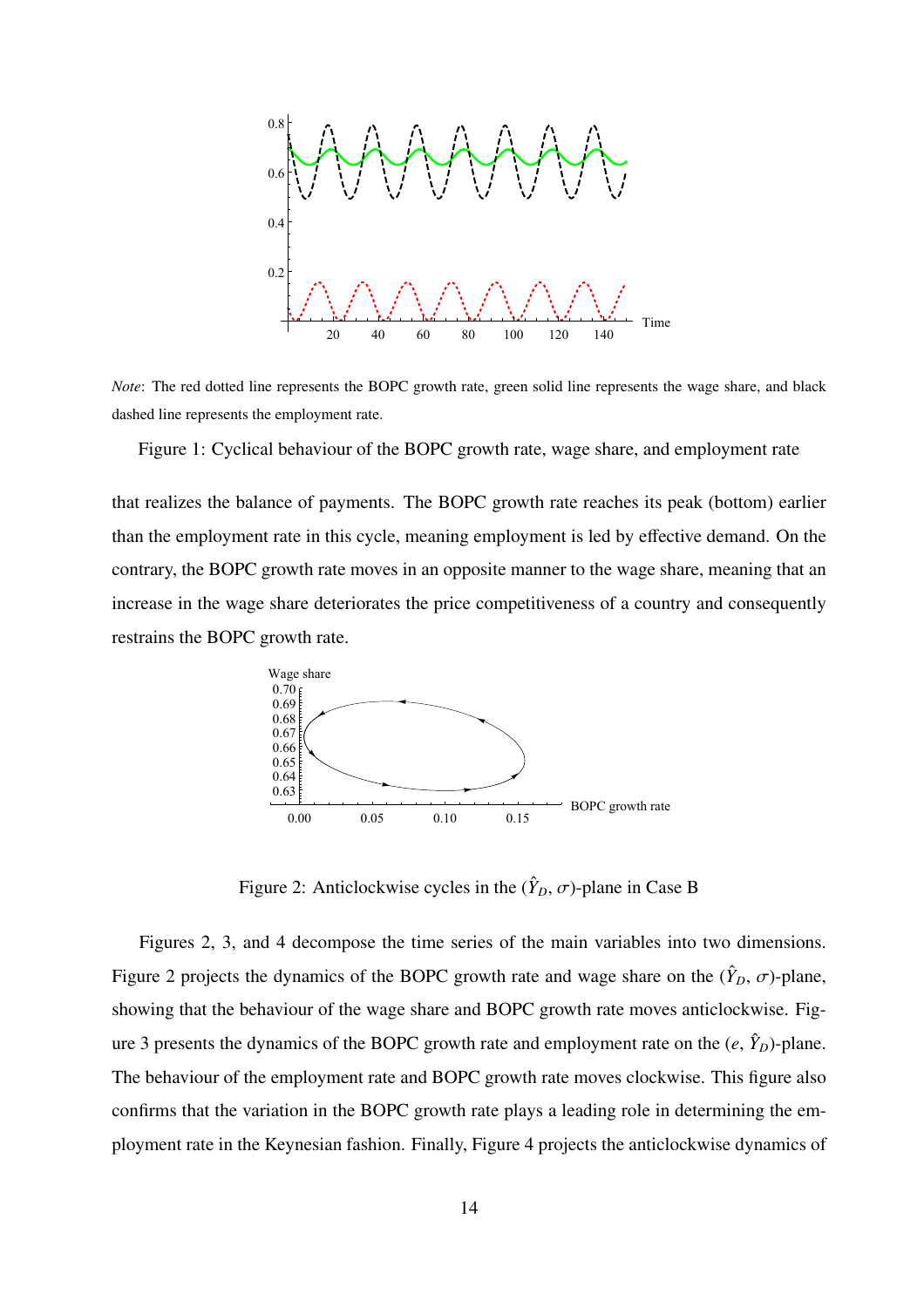*Note*: The red dotted line represents the BOPC growth rate, green solid line represents the wage share, and black dashed line represents the employment rate.

Figure 1: Cyclical behaviour of the BOPC growth rate, wage share, and employment rate

that realizes the balance of payments. The BOPC growth rate reaches its peak (bottom) earlier than the employment rate in this cycle, meaning employment is led by effective demand. On the contrary, the BOPC growth rate moves in an opposite manner to the wage share, meaning that an increase in the wage share deteriorates the price competitiveness of a country and consequently restrains the BOPC growth rate.

Figure 2: Anticlockwise cycles in the ($\hat{Y}_D$, $\sigma$)-plane in Case B

Figures 2, 3, and 4 decompose the time series of the main variables into two dimensions. Figure 2 projects the dynamics of the BOPC growth rate and wage share on the ($\hat{Y}_D$, $\sigma$)-plane, showing that the behaviour of the wage share and BOPC growth rate moves anticlockwise. Figure 3 presents the dynamics of the BOPC growth rate and employment rate on the ($e$, $\hat{Y}_D$)-plane. The behaviour of the employment rate and BOPC growth rate moves clockwise. This figure also confirms that the variation in the BOPC growth rate plays a leading role in determining the employment rate in the Keynesian fashion. Finally, Figure 4 projects the anticlockwise dynamics of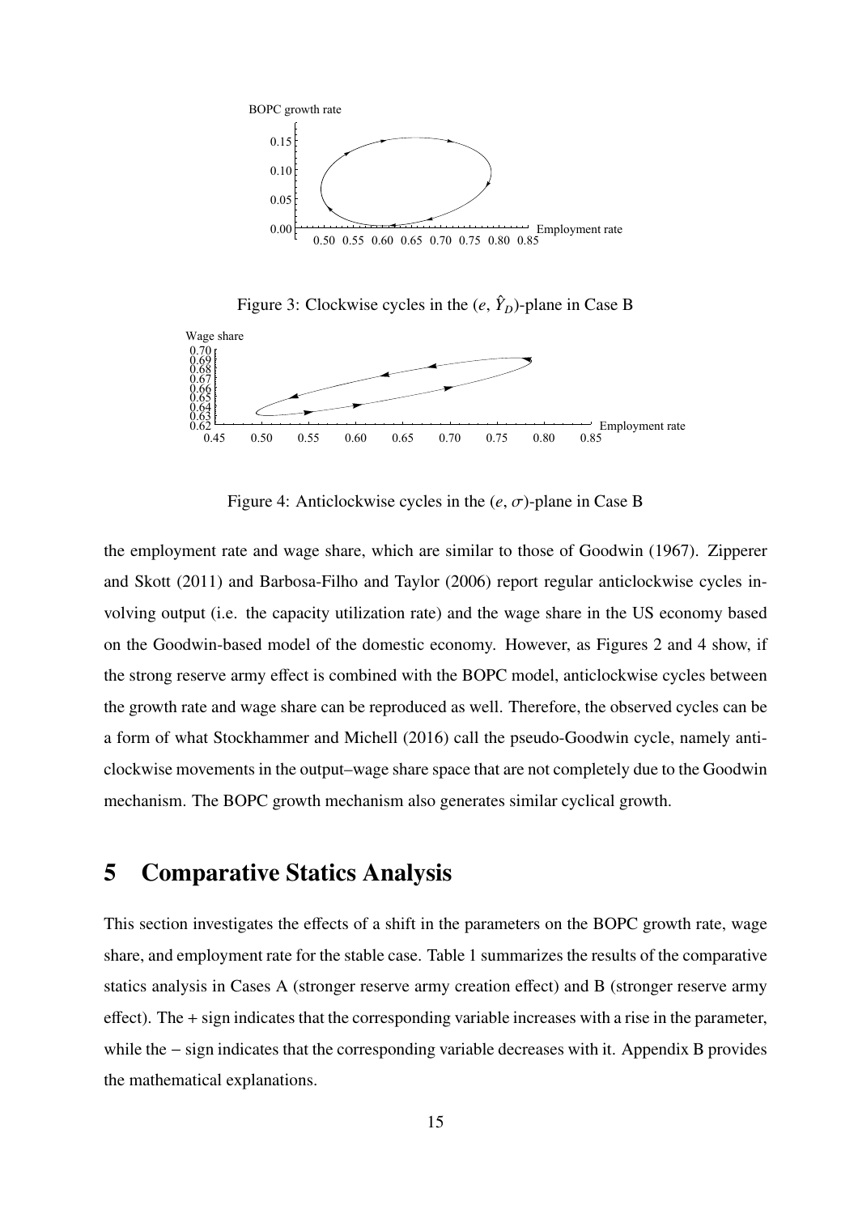Figure 3: Clockwise cycles in the ($e$, $\hat{Y}_D$)-plane in Case B

Figure 4: Anticlockwise cycles in the ($e$, $\sigma$)-plane in Case B

the employment rate and wage share, which are similar to those of Goodwin (1967). Zipperer and Skott (2011) and Barbosa-Filho and Taylor (2006) report regular anticlockwise cycles involving output (i.e. the capacity utilization rate) and the wage share in the US economy based on the Goodwin-based model of the domestic economy. However, as Figures 2 and 4 show, if the strong reserve army effect is combined with the BOPC model, anticlockwise cycles between the growth rate and wage share can be reproduced as well. Therefore, the observed cycles can be a form of what Stockhammer and Michell (2016) call the pseudo-Goodwin cycle, namely anticlockwise movements in the output–wage share space that are not completely due to the Goodwin mechanism. The BOPC growth mechanism also generates similar cyclical growth.

## 5 Comparative Statics Analysis

This section investigates the effects of a shift in the parameters on the BOPC growth rate, wage share, and employment rate for the stable case. Table 1 summarizes the results of the comparative statics analysis in Cases A (stronger reserve army creation effect) and B (stronger reserve army effect). The + sign indicates that the corresponding variable increases with a rise in the parameter, while the − sign indicates that the corresponding variable decreases with it. Appendix B provides the mathematical explanations.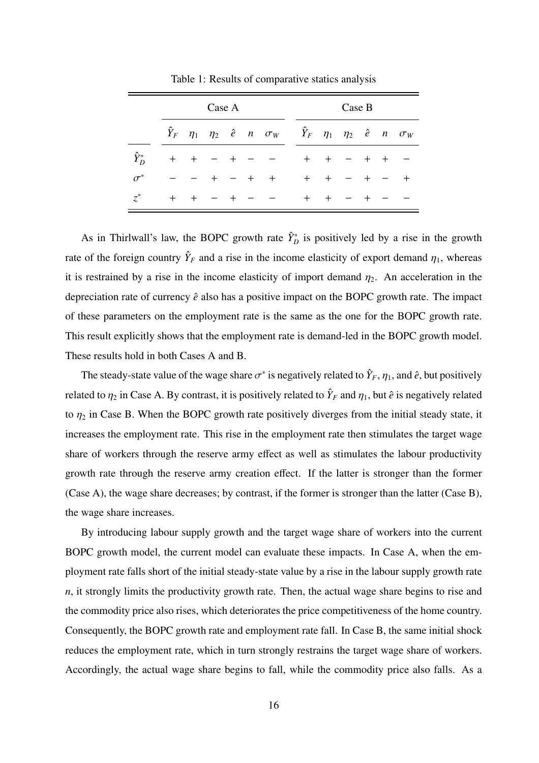Table 1: Results of comparative statics analysis

| | Case A | | | | | | Case B | | | | | |
|---|---|---|---|---|---|---|---|---|---|---|---|---|
| | $\hat{Y}_F$ | $\eta_1$ | $\eta_2$ | $\hat{e}$ | $n$ | $\sigma_W$ | $\hat{Y}_F$ | $\eta_1$ | $\eta_2$ | $\hat{e}$ | $n$ | $\sigma_W$ |
| $\hat{Y}^*_D$ | + | + | − | + | − | − | + | + | − | + | + | − |
| $\sigma^*$ | − | − | + | − | + | + | + | + | − | + | − | + |
| $z^*$ | + | + | − | + | − | − | + | + | − | + | − | − |

As in Thirlwall's law, the BOPC growth rate $\hat{Y}^*_D$ is positively led by a rise in the growth rate of the foreign country $\hat{Y}_F$ and a rise in the income elasticity of export demand $\eta_1$, whereas it is restrained by a rise in the income elasticity of import demand $\eta_2$. An acceleration in the depreciation rate of currency $\hat{e}$ also has a positive impact on the BOPC growth rate. The impact of these parameters on the employment rate is the same as the one for the BOPC growth rate. This result explicitly shows that the employment rate is demand-led in the BOPC growth model. These results hold in both Cases A and B.

The steady-state value of the wage share $\sigma^*$ is negatively related to $\hat{Y}_F$, $\eta_1$, and $\hat{e}$, but positively related to $\eta_2$ in Case A. By contrast, it is positively related to $\hat{Y}_F$ and $\eta_1$, but $\hat{e}$ is negatively related to $\eta_2$ in Case B. When the BOPC growth rate positively diverges from the initial steady state, it increases the employment rate. This rise in the employment rate then stimulates the target wage share of workers through the reserve army effect as well as stimulates the labour productivity growth rate through the reserve army creation effect. If the latter is stronger than the former (Case A), the wage share decreases; by contrast, if the former is stronger than the latter (Case B), the wage share increases.

By introducing labour supply growth and the target wage share of workers into the current BOPC growth model, the current model can evaluate these impacts. In Case A, when the employment rate falls short of the initial steady-state value by a rise in the labour supply growth rate $n$, it strongly limits the productivity growth rate. Then, the actual wage share begins to rise and the commodity price also rises, which deteriorates the price competitiveness of the home country. Consequently, the BOPC growth rate and employment rate fall. In Case B, the same initial shock reduces the employment rate, which in turn strongly restrains the target wage share of workers. Accordingly, the actual wage share begins to fall, while the commodity price also falls. As a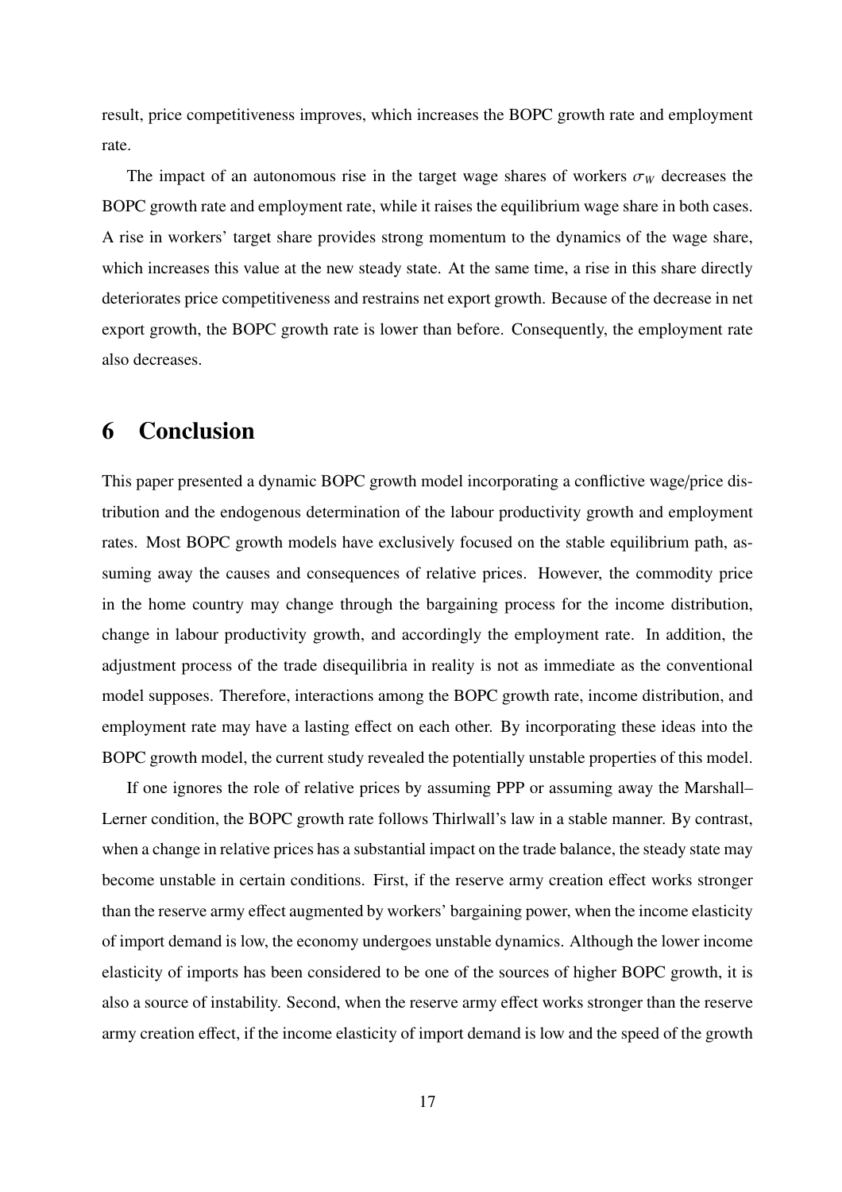result, price competitiveness improves, which increases the BOPC growth rate and employment rate.

The impact of an autonomous rise in the target wage shares of workers $\sigma_W$ decreases the BOPC growth rate and employment rate, while it raises the equilibrium wage share in both cases. A rise in workers' target share provides strong momentum to the dynamics of the wage share, which increases this value at the new steady state. At the same time, a rise in this share directly deteriorates price competitiveness and restrains net export growth. Because of the decrease in net export growth, the BOPC growth rate is lower than before. Consequently, the employment rate also decreases.

# 6 Conclusion

This paper presented a dynamic BOPC growth model incorporating a conflictive wage/price distribution and the endogenous determination of the labour productivity growth and employment rates. Most BOPC growth models have exclusively focused on the stable equilibrium path, assuming away the causes and consequences of relative prices. However, the commodity price in the home country may change through the bargaining process for the income distribution, change in labour productivity growth, and accordingly the employment rate. In addition, the adjustment process of the trade disequilibria in reality is not as immediate as the conventional model supposes. Therefore, interactions among the BOPC growth rate, income distribution, and employment rate may have a lasting effect on each other. By incorporating these ideas into the BOPC growth model, the current study revealed the potentially unstable properties of this model.

If one ignores the role of relative prices by assuming PPP or assuming away the Marshall–Lerner condition, the BOPC growth rate follows Thirlwall's law in a stable manner. By contrast, when a change in relative prices has a substantial impact on the trade balance, the steady state may become unstable in certain conditions. First, if the reserve army creation effect works stronger than the reserve army effect augmented by workers' bargaining power, when the income elasticity of import demand is low, the economy undergoes unstable dynamics. Although the lower income elasticity of imports has been considered to be one of the sources of higher BOPC growth, it is also a source of instability. Second, when the reserve army effect works stronger than the reserve army creation effect, if the income elasticity of import demand is low and the speed of the growth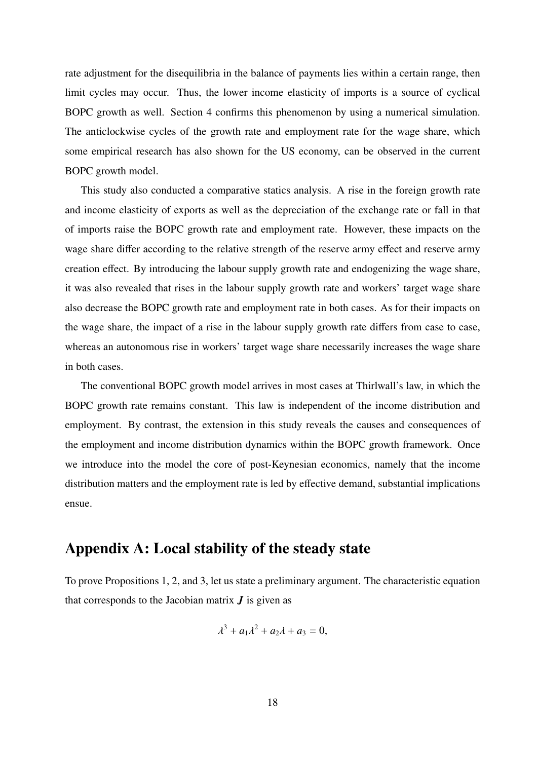rate adjustment for the disequilibria in the balance of payments lies within a certain range, then limit cycles may occur. Thus, the lower income elasticity of imports is a source of cyclical BOPC growth as well. Section 4 confirms this phenomenon by using a numerical simulation. The anticlockwise cycles of the growth rate and employment rate for the wage share, which some empirical research has also shown for the US economy, can be observed in the current BOPC growth model.

This study also conducted a comparative statics analysis. A rise in the foreign growth rate and income elasticity of exports as well as the depreciation of the exchange rate or fall in that of imports raise the BOPC growth rate and employment rate. However, these impacts on the wage share differ according to the relative strength of the reserve army effect and reserve army creation effect. By introducing the labour supply growth rate and endogenizing the wage share, it was also revealed that rises in the labour supply growth rate and workers' target wage share also decrease the BOPC growth rate and employment rate in both cases. As for their impacts on the wage share, the impact of a rise in the labour supply growth rate differs from case to case, whereas an autonomous rise in workers' target wage share necessarily increases the wage share in both cases.

The conventional BOPC growth model arrives in most cases at Thirlwall's law, in which the BOPC growth rate remains constant. This law is independent of the income distribution and employment. By contrast, the extension in this study reveals the causes and consequences of the employment and income distribution dynamics within the BOPC growth framework. Once we introduce into the model the core of post-Keynesian economics, namely that the income distribution matters and the employment rate is led by effective demand, substantial implications ensue.

## Appendix A: Local stability of the steady state

To prove Propositions 1, 2, and 3, let us state a preliminary argument. The characteristic equation that corresponds to the Jacobian matrix $\boldsymbol{J}$ is given as

$$\lambda^3 + a_1\lambda^2 + a_2\lambda + a_3 = 0,$$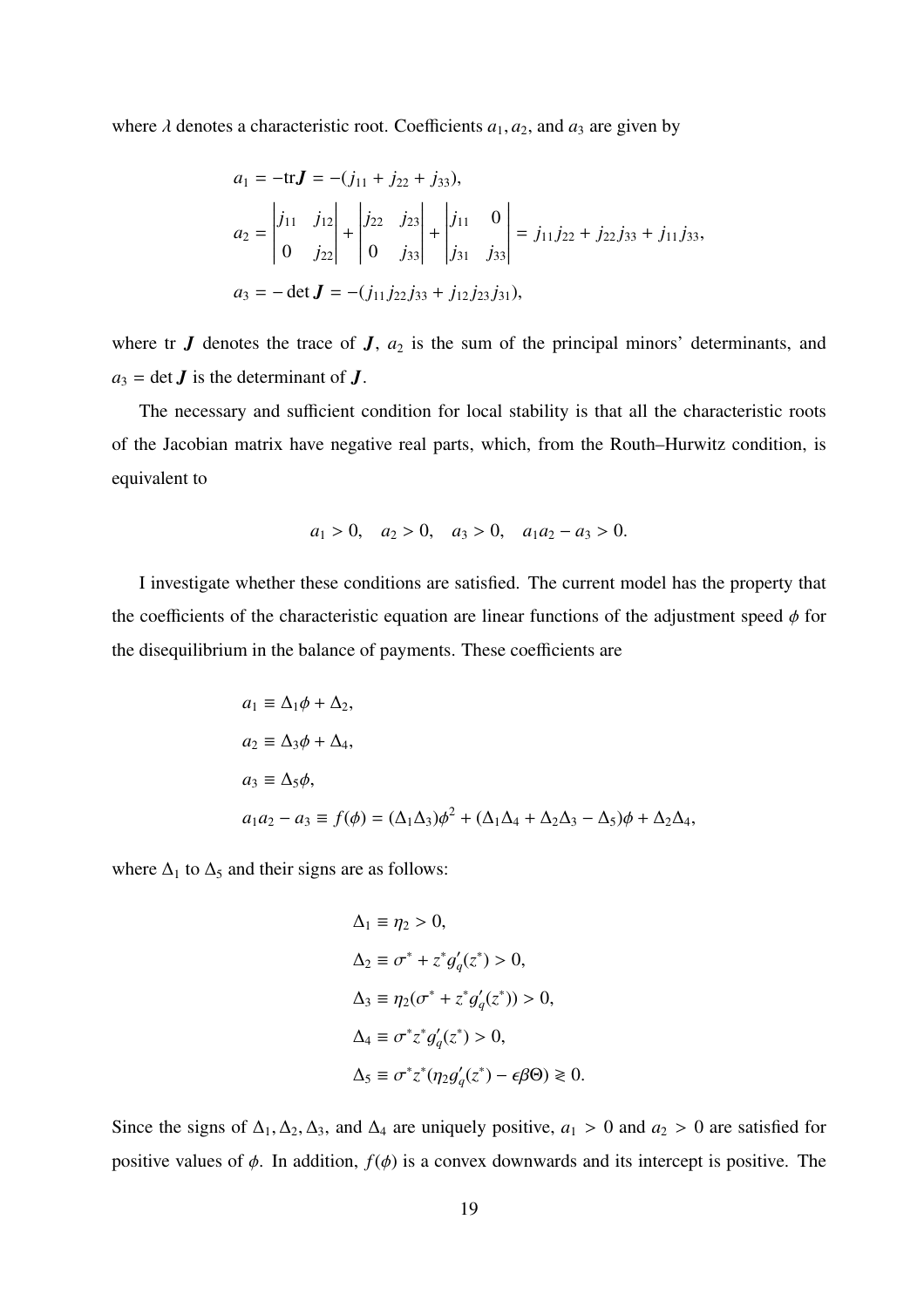where $\lambda$ denotes a characteristic root. Coefficients $a_1, a_2$, and $a_3$ are given by

$$
\begin{aligned}
a_1 &= -\mathrm{tr}\boldsymbol{J} = -(j_{11} + j_{22} + j_{33}), \\
a_2 &= \begin{vmatrix} j_{11} & j_{12} \\ 0 & j_{22} \end{vmatrix} + \begin{vmatrix} j_{22} & j_{23} \\ 0 & j_{33} \end{vmatrix} + \begin{vmatrix} j_{11} & 0 \\ j_{31} & j_{33} \end{vmatrix} = j_{11}j_{22} + j_{22}j_{33} + j_{11}j_{33}, \\
a_3 &= -\det \boldsymbol{J} = -(j_{11}j_{22}j_{33} + j_{12}j_{23}j_{31}),
\end{aligned}
$$

where tr $\boldsymbol{J}$ denotes the trace of $\boldsymbol{J}$, $a_2$ is the sum of the principal minors' determinants, and $a_3 = \det \boldsymbol{J}$ is the determinant of $\boldsymbol{J}$.

The necessary and sufficient condition for local stability is that all the characteristic roots of the Jacobian matrix have negative real parts, which, from the Routh–Hurwitz condition, is equivalent to

$$
a_1 > 0, \quad a_2 > 0, \quad a_3 > 0, \quad a_1 a_2 - a_3 > 0.
$$

I investigate whether these conditions are satisfied. The current model has the property that the coefficients of the characteristic equation are linear functions of the adjustment speed $\phi$ for the disequilibrium in the balance of payments. These coefficients are

$$
\begin{aligned}
a_1 &\equiv \Delta_1 \phi + \Delta_2, \\
a_2 &\equiv \Delta_3 \phi + \Delta_4, \\
a_3 &\equiv \Delta_5 \phi, \\
a_1 a_2 - a_3 &\equiv f(\phi) = (\Delta_1 \Delta_3)\phi^2 + (\Delta_1 \Delta_4 + \Delta_2 \Delta_3 - \Delta_5)\phi + \Delta_2 \Delta_4,
\end{aligned}
$$

where $\Delta_1$ to $\Delta_5$ and their signs are as follows:

$$
\begin{aligned}
\Delta_1 &\equiv \eta_2 > 0, \\
\Delta_2 &\equiv \sigma^* + z^* g_q'(z^*) > 0, \\
\Delta_3 &\equiv \eta_2(\sigma^* + z^* g_q'(z^*)) > 0, \\
\Delta_4 &\equiv \sigma^* z^* g_q'(z^*) > 0, \\
\Delta_5 &\equiv \sigma^* z^* (\eta_2 g_q'(z^*) - \epsilon \beta \Theta) \gtrless 0.
\end{aligned}
$$

Since the signs of $\Delta_1, \Delta_2, \Delta_3$, and $\Delta_4$ are uniquely positive, $a_1 > 0$ and $a_2 > 0$ are satisfied for positive values of $\phi$. In addition, $f(\phi)$ is a convex downwards and its intercept is positive. The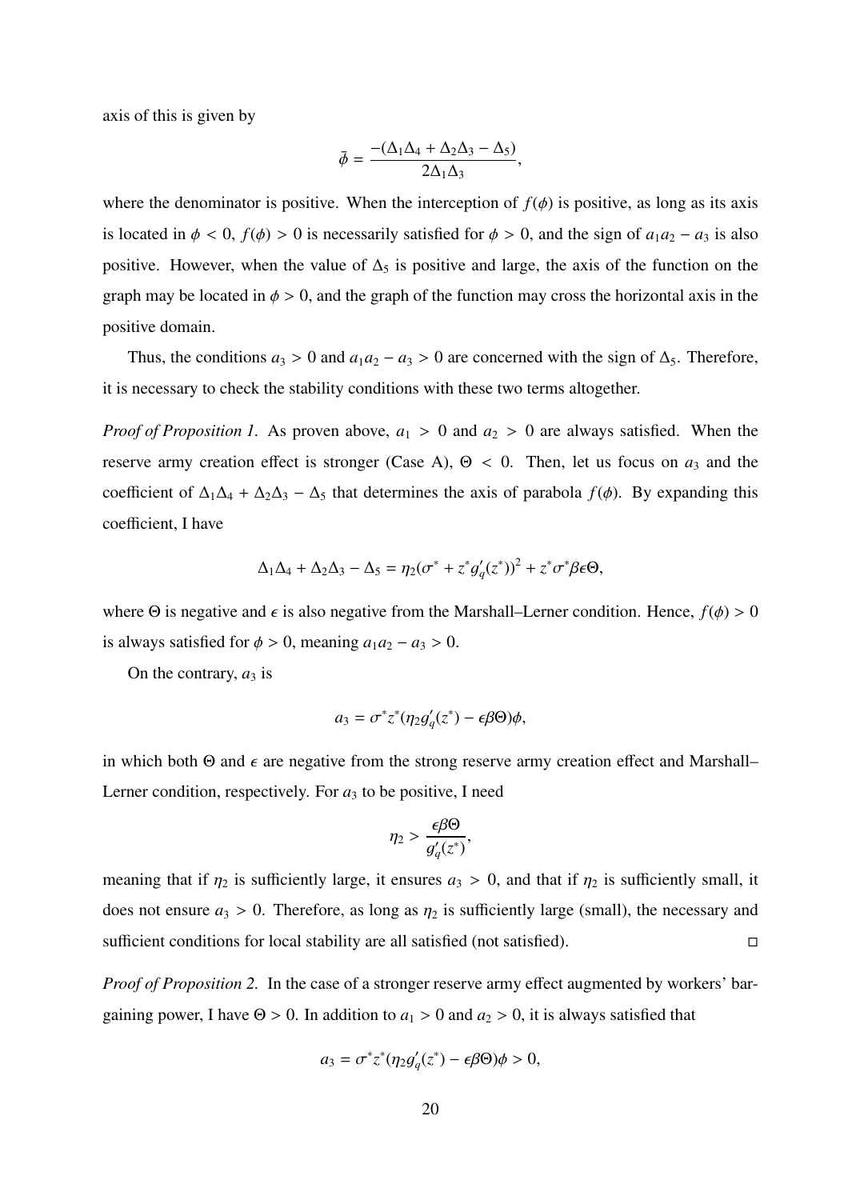axis of this is given by

$$\bar{\phi} = \frac{-(\Delta_1\Delta_4 + \Delta_2\Delta_3 - \Delta_5)}{2\Delta_1\Delta_3},$$

where the denominator is positive. When the interception of $f(\phi)$ is positive, as long as its axis is located in $\phi < 0$, $f(\phi) > 0$ is necessarily satisfied for $\phi > 0$, and the sign of $a_1a_2 - a_3$ is also positive. However, when the value of $\Delta_5$ is positive and large, the axis of the function on the graph may be located in $\phi > 0$, and the graph of the function may cross the horizontal axis in the positive domain.

Thus, the conditions $a_3 > 0$ and $a_1a_2 - a_3 > 0$ are concerned with the sign of $\Delta_5$. Therefore, it is necessary to check the stability conditions with these two terms altogether.

*Proof of Proposition 1.* As proven above, $a_1 > 0$ and $a_2 > 0$ are always satisfied. When the reserve army creation effect is stronger (Case A), $\Theta < 0$. Then, let us focus on $a_3$ and the coefficient of $\Delta_1\Delta_4 + \Delta_2\Delta_3 - \Delta_5$ that determines the axis of parabola $f(\phi)$. By expanding this coefficient, I have

$$\Delta_1\Delta_4 + \Delta_2\Delta_3 - \Delta_5 = \eta_2(\sigma^* + z^* g_q'(z^*))^2 + z^*\sigma^*\beta\epsilon\Theta,$$

where $\Theta$ is negative and $\epsilon$ is also negative from the Marshall–Lerner condition. Hence, $f(\phi) > 0$ is always satisfied for $\phi > 0$, meaning $a_1a_2 - a_3 > 0$.

On the contrary, $a_3$ is

$$a_3 = \sigma^* z^*(\eta_2 g_q'(z^*) - \epsilon\beta\Theta)\phi,$$

in which both $\Theta$ and $\epsilon$ are negative from the strong reserve army creation effect and Marshall–Lerner condition, respectively. For $a_3$ to be positive, I need

$$\eta_2 > \frac{\epsilon\beta\Theta}{g_q'(z^*)},$$

meaning that if $\eta_2$ is sufficiently large, it ensures $a_3 > 0$, and that if $\eta_2$ is sufficiently small, it does not ensure $a_3 > 0$. Therefore, as long as $\eta_2$ is sufficiently large (small), the necessary and sufficient conditions for local stability are all satisfied (not satisfied). □

*Proof of Proposition 2.* In the case of a stronger reserve army effect augmented by workers' bargaining power, I have $\Theta > 0$. In addition to $a_1 > 0$ and $a_2 > 0$, it is always satisfied that

$$a_3 = \sigma^* z^*(\eta_2 g_q'(z^*) - \epsilon\beta\Theta)\phi > 0,$$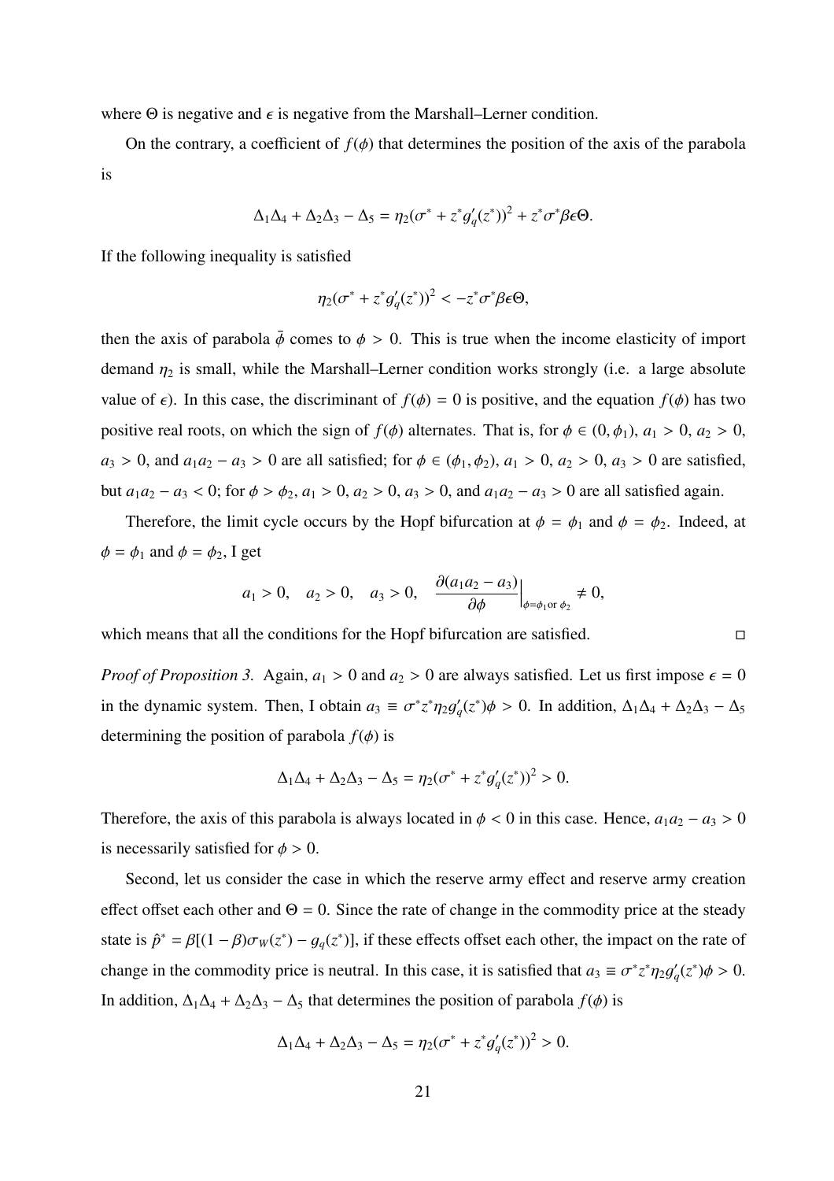where $\Theta$ is negative and $\epsilon$ is negative from the Marshall–Lerner condition.

On the contrary, a coefficient of $f(\phi)$ that determines the position of the axis of the parabola is

$$\Delta_1\Delta_4 + \Delta_2\Delta_3 - \Delta_5 = \eta_2(\sigma^* + z^* g_q'(z^*))^2 + z^*\sigma^*\beta\epsilon\Theta.$$

If the following inequality is satisfied

$$\eta_2(\sigma^* + z^* g_q'(z^*))^2 < -z^*\sigma^*\beta\epsilon\Theta,$$

then the axis of parabola $\bar{\phi}$ comes to $\phi > 0$. This is true when the income elasticity of import demand $\eta_2$ is small, while the Marshall–Lerner condition works strongly (i.e. a large absolute value of $\epsilon$). In this case, the discriminant of $f(\phi) = 0$ is positive, and the equation $f(\phi)$ has two positive real roots, on which the sign of $f(\phi)$ alternates. That is, for $\phi \in (0, \phi_1)$, $a_1 > 0$, $a_2 > 0$, $a_3 > 0$, and $a_1 a_2 - a_3 > 0$ are all satisfied; for $\phi \in (\phi_1, \phi_2)$, $a_1 > 0$, $a_2 > 0$, $a_3 > 0$ are satisfied, but $a_1 a_2 - a_3 < 0$; for $\phi > \phi_2$, $a_1 > 0$, $a_2 > 0$, $a_3 > 0$, and $a_1 a_2 - a_3 > 0$ are all satisfied again.

Therefore, the limit cycle occurs by the Hopf bifurcation at $\phi = \phi_1$ and $\phi = \phi_2$. Indeed, at $\phi = \phi_1$ and $\phi = \phi_2$, I get

$$a_1 > 0, \quad a_2 > 0, \quad a_3 > 0, \quad \frac{\partial(a_1 a_2 - a_3)}{\partial\phi}\Big|_{\phi=\phi_1 \text{or } \phi_2} \neq 0,$$

which means that all the conditions for the Hopf bifurcation are satisfied. $\square$

*Proof of Proposition 3.* Again, $a_1 > 0$ and $a_2 > 0$ are always satisfied. Let us first impose $\epsilon = 0$ in the dynamic system. Then, I obtain $a_3 \equiv \sigma^* z^* \eta_2 g_q'(z^*)\phi > 0$. In addition, $\Delta_1\Delta_4 + \Delta_2\Delta_3 - \Delta_5$ determining the position of parabola $f(\phi)$ is

$$\Delta_1\Delta_4 + \Delta_2\Delta_3 - \Delta_5 = \eta_2(\sigma^* + z^* g_q'(z^*))^2 > 0.$$

Therefore, the axis of this parabola is always located in $\phi < 0$ in this case. Hence, $a_1 a_2 - a_3 > 0$ is necessarily satisfied for $\phi > 0$.

Second, let us consider the case in which the reserve army effect and reserve army creation effect offset each other and $\Theta = 0$. Since the rate of change in the commodity price at the steady state is $\hat{p}^* = \beta[(1-\beta)\sigma_W(z^*) - g_q(z^*)]$, if these effects offset each other, the impact on the rate of change in the commodity price is neutral. In this case, it is satisfied that $a_3 \equiv \sigma^* z^* \eta_2 g_q'(z^*)\phi > 0$. In addition, $\Delta_1\Delta_4 + \Delta_2\Delta_3 - \Delta_5$ that determines the position of parabola $f(\phi)$ is

$$\Delta_1\Delta_4 + \Delta_2\Delta_3 - \Delta_5 = \eta_2(\sigma^* + z^* g_q'(z^*))^2 > 0.$$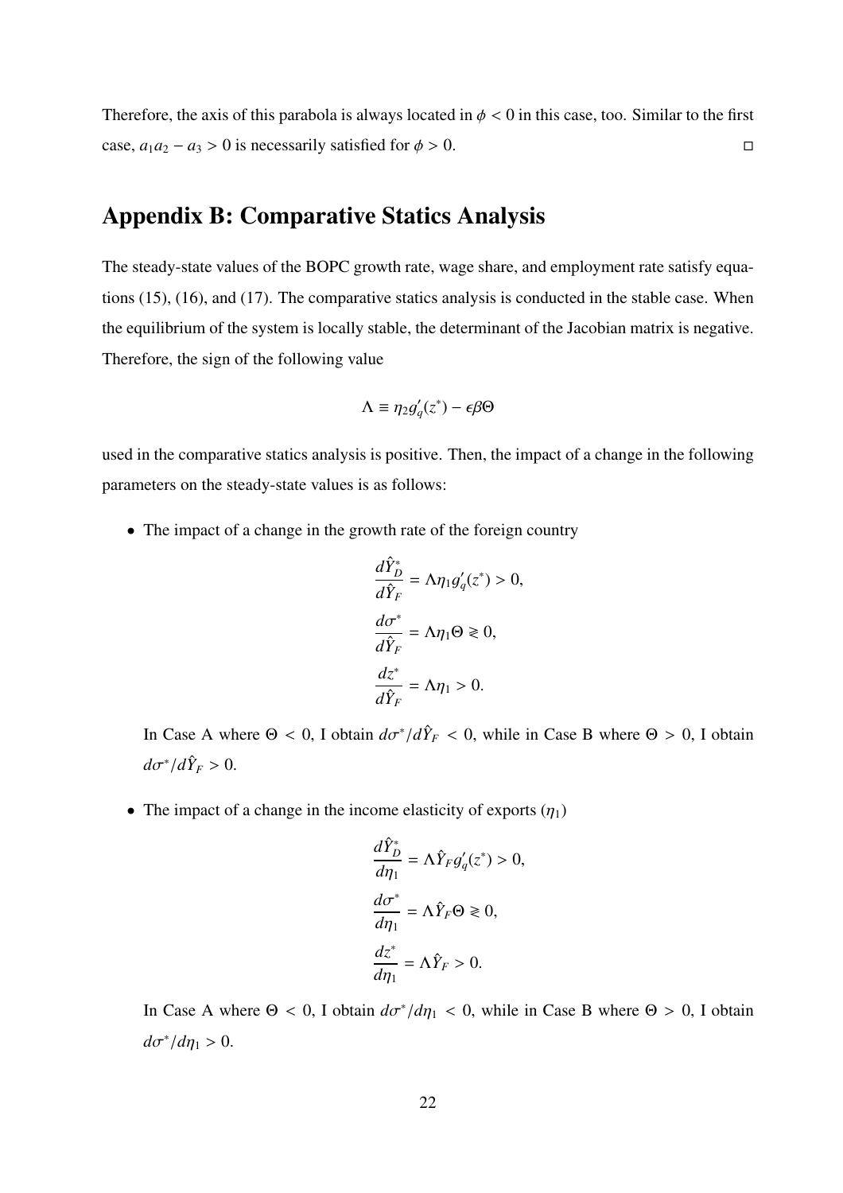Therefore, the axis of this parabola is always located in $\phi < 0$ in this case, too. Similar to the first case, $a_1 a_2 - a_3 > 0$ is necessarily satisfied for $\phi > 0$. $\square$

## Appendix B: Comparative Statics Analysis

The steady-state values of the BOPC growth rate, wage share, and employment rate satisfy equations (15), (16), and (17). The comparative statics analysis is conducted in the stable case. When the equilibrium of the system is locally stable, the determinant of the Jacobian matrix is negative. Therefore, the sign of the following value

$$\Lambda \equiv \eta_2 g_q'(z^*) - \epsilon\beta\Theta$$

used in the comparative statics analysis is positive. Then, the impact of a change in the following parameters on the steady-state values is as follows:

- The impact of a change in the growth rate of the foreign country

$$\frac{d\hat{Y}_D^*}{d\hat{Y}_F} = \Lambda\eta_1 g_q'(z^*) > 0,$$

$$\frac{d\sigma^*}{d\hat{Y}_F} = \Lambda\eta_1\Theta \gtrless 0,$$

$$\frac{dz^*}{d\hat{Y}_F} = \Lambda\eta_1 > 0.$$

  In Case A where $\Theta < 0$, I obtain $d\sigma^*/d\hat{Y}_F < 0$, while in Case B where $\Theta > 0$, I obtain $d\sigma^*/d\hat{Y}_F > 0$.

- The impact of a change in the income elasticity of exports ($\eta_1$)

$$\frac{d\hat{Y}_D^*}{d\eta_1} = \Lambda\hat{Y}_F g_q'(z^*) > 0,$$

$$\frac{d\sigma^*}{d\eta_1} = \Lambda\hat{Y}_F\Theta \gtrless 0,$$

$$\frac{dz^*}{d\eta_1} = \Lambda\hat{Y}_F > 0.$$

  In Case A where $\Theta < 0$, I obtain $d\sigma^*/d\eta_1 < 0$, while in Case B where $\Theta > 0$, I obtain $d\sigma^*/d\eta_1 > 0$.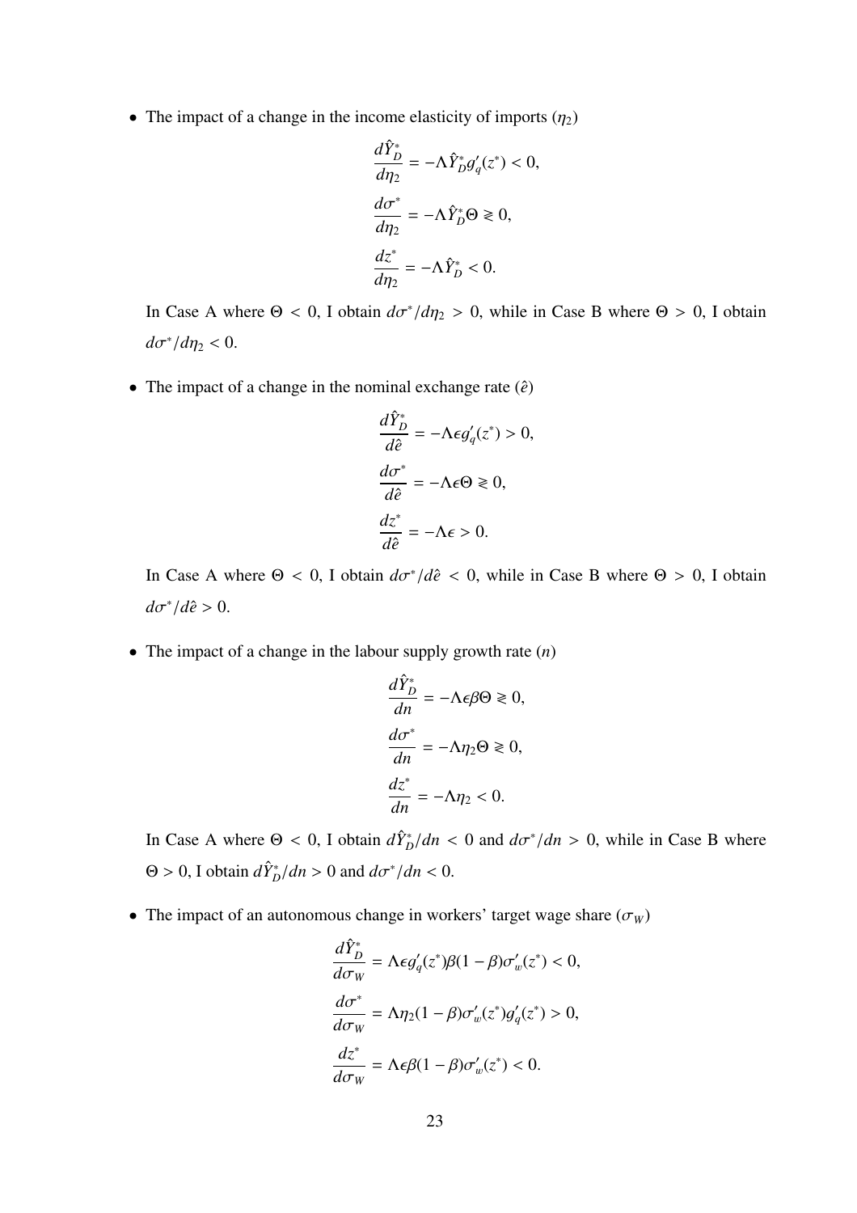- The impact of a change in the income elasticity of imports ($\eta_2$)

$$\frac{d\hat{Y}_D^*}{d\eta_2} = -\Lambda \hat{Y}_D^* g_q'(z^*) < 0,$$

$$\frac{d\sigma^*}{d\eta_2} = -\Lambda \hat{Y}_D^* \Theta \gtrless 0,$$

$$\frac{dz^*}{d\eta_2} = -\Lambda \hat{Y}_D^* < 0.$$

In Case A where $\Theta < 0$, I obtain $d\sigma^*/d\eta_2 > 0$, while in Case B where $\Theta > 0$, I obtain $d\sigma^*/d\eta_2 < 0$.

- The impact of a change in the nominal exchange rate ($\hat{e}$)

$$\frac{d\hat{Y}_D^*}{d\hat{e}} = -\Lambda \epsilon g_q'(z^*) > 0,$$

$$\frac{d\sigma^*}{d\hat{e}} = -\Lambda \epsilon \Theta \gtrless 0,$$

$$\frac{dz^*}{d\hat{e}} = -\Lambda \epsilon > 0.$$

In Case A where $\Theta < 0$, I obtain $d\sigma^*/d\hat{e} < 0$, while in Case B where $\Theta > 0$, I obtain $d\sigma^*/d\hat{e} > 0$.

- The impact of a change in the labour supply growth rate ($n$)

$$\frac{d\hat{Y}_D^*}{dn} = -\Lambda \epsilon \beta \Theta \gtrless 0,$$

$$\frac{d\sigma^*}{dn} = -\Lambda \eta_2 \Theta \gtrless 0,$$

$$\frac{dz^*}{dn} = -\Lambda \eta_2 < 0.$$

In Case A where $\Theta < 0$, I obtain $d\hat{Y}_D^*/dn < 0$ and $d\sigma^*/dn > 0$, while in Case B where $\Theta > 0$, I obtain $d\hat{Y}_D^*/dn > 0$ and $d\sigma^*/dn < 0$.

- The impact of an autonomous change in workers' target wage share ($\sigma_W$)

$$\frac{d\hat{Y}_D^*}{d\sigma_W} = \Lambda \epsilon g_q'(z^*) \beta (1-\beta) \sigma_w'(z^*) < 0,$$

$$\frac{d\sigma^*}{d\sigma_W} = \Lambda \eta_2 (1-\beta) \sigma_w'(z^*) g_q'(z^*) > 0,$$

$$\frac{dz^*}{d\sigma_W} = \Lambda \epsilon \beta (1-\beta) \sigma_w'(z^*) < 0.$$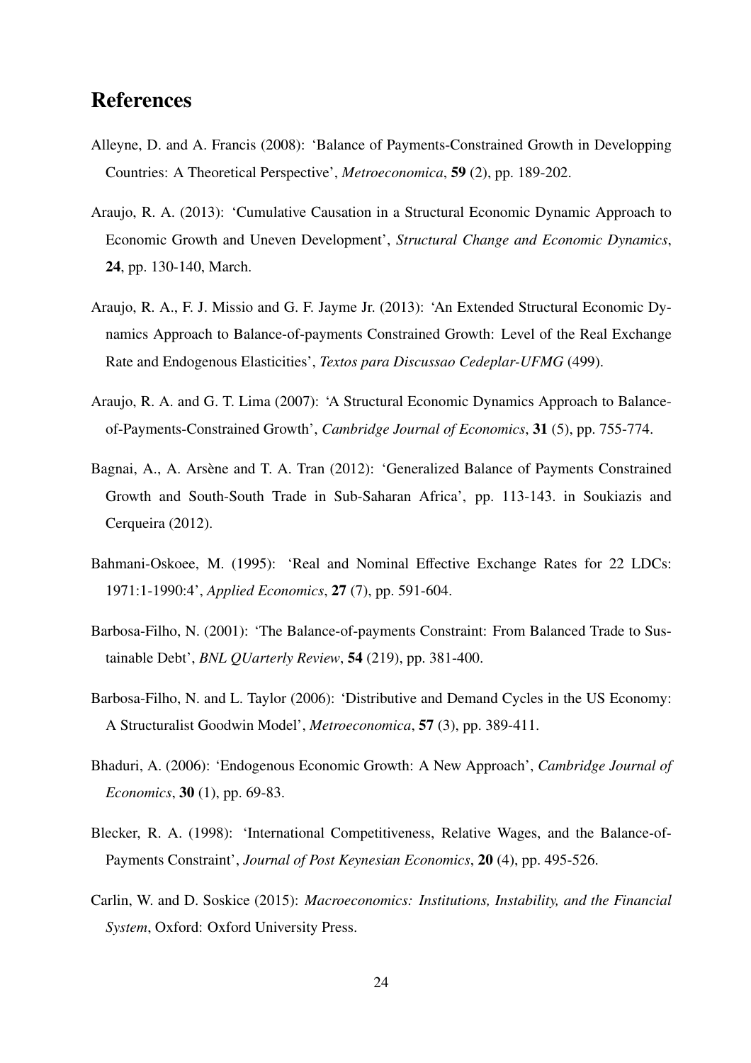# References

Alleyne, D. and A. Francis (2008): 'Balance of Payments-Constrained Growth in Developping Countries: A Theoretical Perspective', *Metroeconomica*, **59** (2), pp. 189-202.

Araujo, R. A. (2013): 'Cumulative Causation in a Structural Economic Dynamic Approach to Economic Growth and Uneven Development', *Structural Change and Economic Dynamics*, **24**, pp. 130-140, March.

Araujo, R. A., F. J. Missio and G. F. Jayme Jr. (2013): 'An Extended Structural Economic Dynamics Approach to Balance-of-payments Constrained Growth: Level of the Real Exchange Rate and Endogenous Elasticities', *Textos para Discussao Cedeplar-UFMG* (499).

Araujo, R. A. and G. T. Lima (2007): 'A Structural Economic Dynamics Approach to Balance-of-Payments-Constrained Growth', *Cambridge Journal of Economics*, **31** (5), pp. 755-774.

Bagnai, A., A. Arsène and T. A. Tran (2012): 'Generalized Balance of Payments Constrained Growth and South-South Trade in Sub-Saharan Africa', pp. 113-143. in Soukiazis and Cerqueira (2012).

Bahmani-Oskoee, M. (1995): 'Real and Nominal Effective Exchange Rates for 22 LDCs: 1971:1-1990:4', *Applied Economics*, **27** (7), pp. 591-604.

Barbosa-Filho, N. (2001): 'The Balance-of-payments Constraint: From Balanced Trade to Sustainable Debt', *BNL QUarterly Review*, **54** (219), pp. 381-400.

Barbosa-Filho, N. and L. Taylor (2006): 'Distributive and Demand Cycles in the US Economy: A Structuralist Goodwin Model', *Metroeconomica*, **57** (3), pp. 389-411.

Bhaduri, A. (2006): 'Endogenous Economic Growth: A New Approach', *Cambridge Journal of Economics*, **30** (1), pp. 69-83.

Blecker, R. A. (1998): 'International Competitiveness, Relative Wages, and the Balance-of-Payments Constraint', *Journal of Post Keynesian Economics*, **20** (4), pp. 495-526.

Carlin, W. and D. Soskice (2015): *Macroeconomics: Institutions, Instability, and the Financial System*, Oxford: Oxford University Press.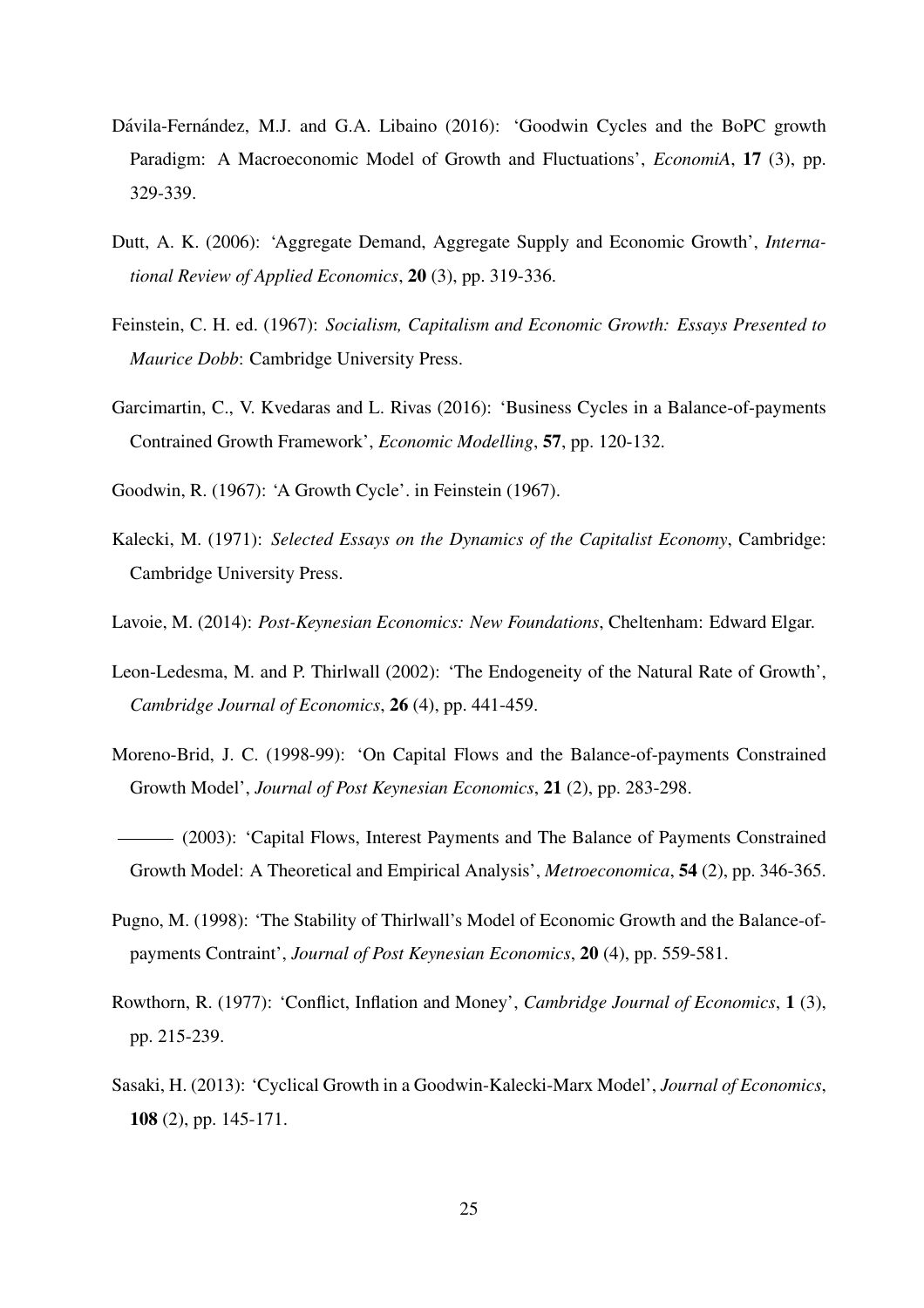Dávila-Fernández, M.J. and G.A. Libaino (2016): 'Goodwin Cycles and the BoPC growth Paradigm: A Macroeconomic Model of Growth and Fluctuations', *EconomiA*, **17** (3), pp. 329-339.

Dutt, A. K. (2006): 'Aggregate Demand, Aggregate Supply and Economic Growth', *International Review of Applied Economics*, **20** (3), pp. 319-336.

Feinstein, C. H. ed. (1967): *Socialism, Capitalism and Economic Growth: Essays Presented to Maurice Dobb*: Cambridge University Press.

Garcimartin, C., V. Kvedaras and L. Rivas (2016): 'Business Cycles in a Balance-of-payments Contrained Growth Framework', *Economic Modelling*, **57**, pp. 120-132.

Goodwin, R. (1967): 'A Growth Cycle'. in Feinstein (1967).

Kalecki, M. (1971): *Selected Essays on the Dynamics of the Capitalist Economy*, Cambridge: Cambridge University Press.

Lavoie, M. (2014): *Post-Keynesian Economics: New Foundations*, Cheltenham: Edward Elgar.

Leon-Ledesma, M. and P. Thirlwall (2002): 'The Endogeneity of the Natural Rate of Growth', *Cambridge Journal of Economics*, **26** (4), pp. 441-459.

Moreno-Brid, J. C. (1998-99): 'On Capital Flows and the Balance-of-payments Constrained Growth Model', *Journal of Post Keynesian Economics*, **21** (2), pp. 283-298.

——— (2003): 'Capital Flows, Interest Payments and The Balance of Payments Constrained Growth Model: A Theoretical and Empirical Analysis', *Metroeconomica*, **54** (2), pp. 346-365.

Pugno, M. (1998): 'The Stability of Thirlwall's Model of Economic Growth and the Balance-of-payments Contraint', *Journal of Post Keynesian Economics*, **20** (4), pp. 559-581.

Rowthorn, R. (1977): 'Conflict, Inflation and Money', *Cambridge Journal of Economics*, **1** (3), pp. 215-239.

Sasaki, H. (2013): 'Cyclical Growth in a Goodwin-Kalecki-Marx Model', *Journal of Economics*, **108** (2), pp. 145-171.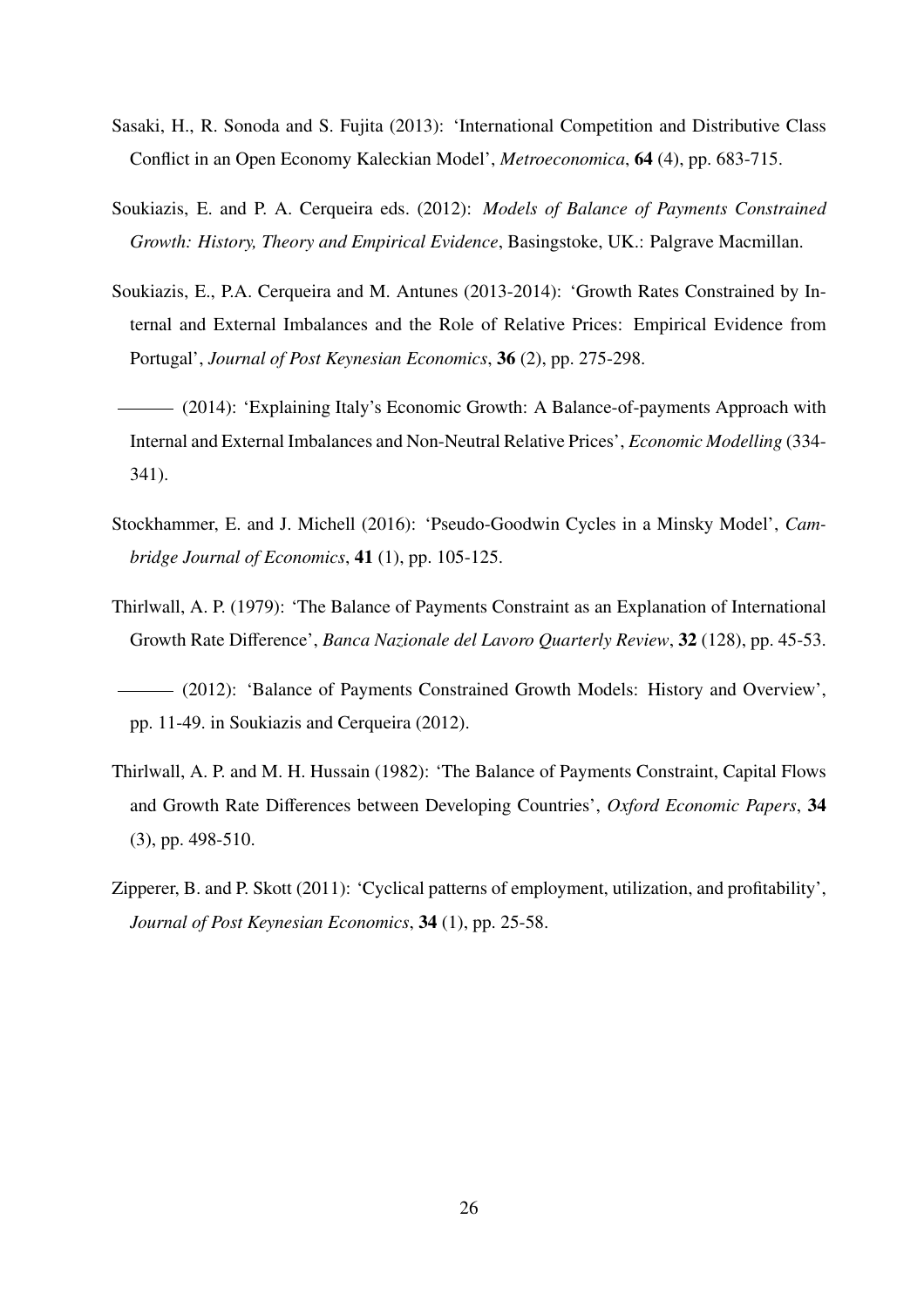Sasaki, H., R. Sonoda and S. Fujita (2013): 'International Competition and Distributive Class Conflict in an Open Economy Kaleckian Model', *Metroeconomica*, **64** (4), pp. 683-715.

Soukiazis, E. and P. A. Cerqueira eds. (2012): *Models of Balance of Payments Constrained Growth: History, Theory and Empirical Evidence*, Basingstoke, UK.: Palgrave Macmillan.

Soukiazis, E., P.A. Cerqueira and M. Antunes (2013-2014): 'Growth Rates Constrained by Internal and External Imbalances and the Role of Relative Prices: Empirical Evidence from Portugal', *Journal of Post Keynesian Economics*, **36** (2), pp. 275-298.

——— (2014): 'Explaining Italy's Economic Growth: A Balance-of-payments Approach with Internal and External Imbalances and Non-Neutral Relative Prices', *Economic Modelling* (334-341).

Stockhammer, E. and J. Michell (2016): 'Pseudo-Goodwin Cycles in a Minsky Model', *Cambridge Journal of Economics*, **41** (1), pp. 105-125.

Thirlwall, A. P. (1979): 'The Balance of Payments Constraint as an Explanation of International Growth Rate Difference', *Banca Nazionale del Lavoro Quarterly Review*, **32** (128), pp. 45-53.

——— (2012): 'Balance of Payments Constrained Growth Models: History and Overview', pp. 11-49. in Soukiazis and Cerqueira (2012).

Thirlwall, A. P. and M. H. Hussain (1982): 'The Balance of Payments Constraint, Capital Flows and Growth Rate Differences between Developing Countries', *Oxford Economic Papers*, **34** (3), pp. 498-510.

Zipperer, B. and P. Skott (2011): 'Cyclical patterns of employment, utilization, and profitability', *Journal of Post Keynesian Economics*, **34** (1), pp. 25-58.